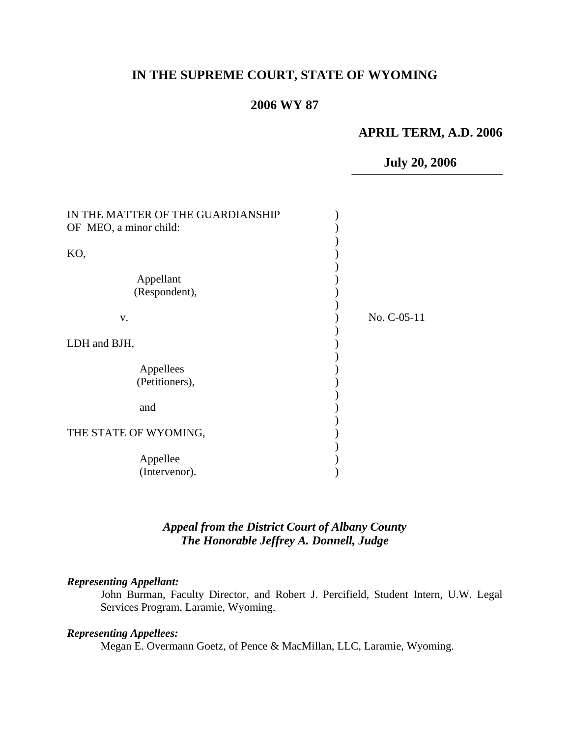# IN THE SUPREME COURT, STATE OF WYOMING

## 2006 WY 87

**APRIL TERM, A.D. 2006**

**July 20, 2006**

IN THE MATTER OF THE GUARDIANSHIP OF MEO, a minor child:

KO,

Appellant (Respondent),

v.

LDH and BJH,

Appellees (Petitioners),

and

THE STATE OF WYOMING,

Appellee (Intervenor).

No. C-05-11

***Appeal from the District Court of Albany County***
***The Honorable Jeffrey A. Donnell, Judge***

***Representing Appellant:***

John Burman, Faculty Director, and Robert J. Percifield, Student Intern, U.W. Legal Services Program, Laramie, Wyoming.

***Representing Appellees:***

Megan E. Overmann Goetz, of Pence & MacMillan, LLC, Laramie, Wyoming.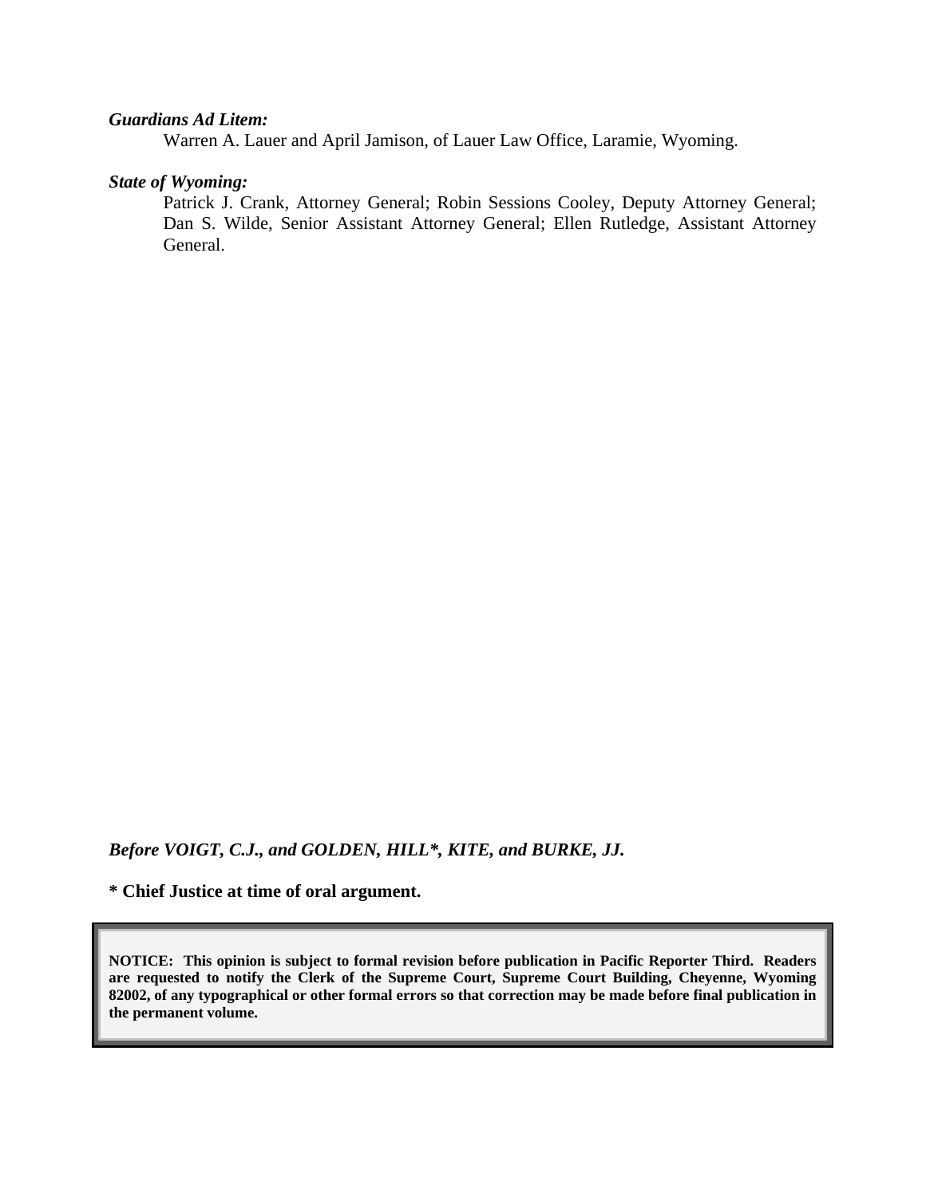***Guardians Ad Litem:***

Warren A. Lauer and April Jamison, of Lauer Law Office, Laramie, Wyoming.

***State of Wyoming:***

Patrick J. Crank, Attorney General; Robin Sessions Cooley, Deputy Attorney General; Dan S. Wilde, Senior Assistant Attorney General; Ellen Rutledge, Assistant Attorney General.

***Before VOIGT, C.J., and GOLDEN, HILL\*, KITE, and BURKE, JJ.***

**\* Chief Justice at time of oral argument.**

**NOTICE: This opinion is subject to formal revision before publication in Pacific Reporter Third. Readers are requested to notify the Clerk of the Supreme Court, Supreme Court Building, Cheyenne, Wyoming 82002, of any typographical or other formal errors so that correction may be made before final publication in the permanent volume.**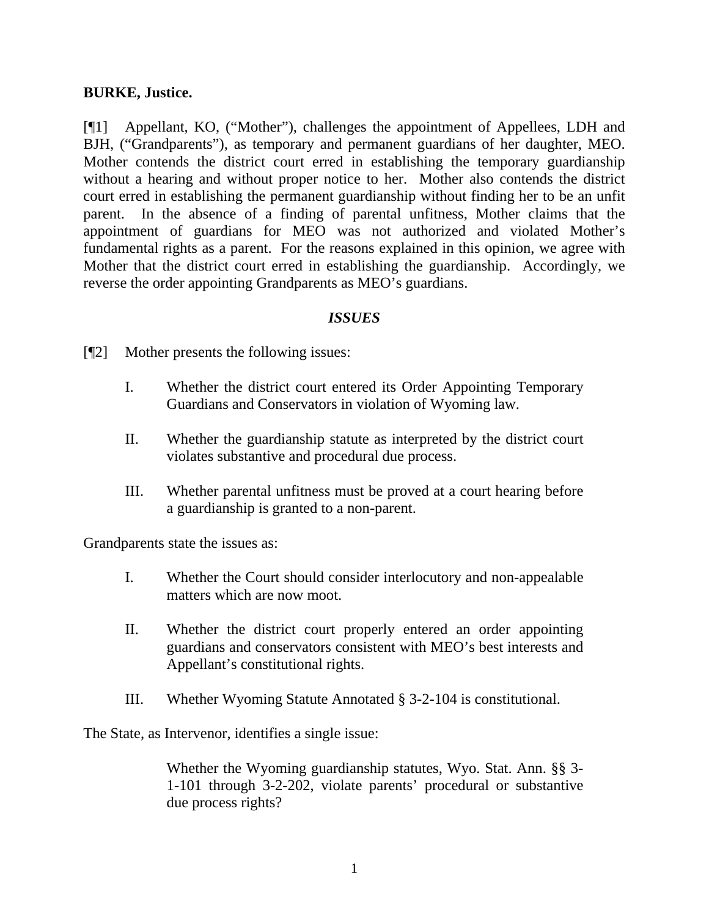**BURKE, Justice.**

[¶1] Appellant, KO, ("Mother"), challenges the appointment of Appellees, LDH and BJH, ("Grandparents"), as temporary and permanent guardians of her daughter, MEO. Mother contends the district court erred in establishing the temporary guardianship without a hearing and without proper notice to her. Mother also contends the district court erred in establishing the permanent guardianship without finding her to be an unfit parent. In the absence of a finding of parental unfitness, Mother claims that the appointment of guardians for MEO was not authorized and violated Mother's fundamental rights as a parent. For the reasons explained in this opinion, we agree with Mother that the district court erred in establishing the guardianship. Accordingly, we reverse the order appointing Grandparents as MEO's guardians.

## ***ISSUES***

[¶2] Mother presents the following issues:

> I. Whether the district court entered its Order Appointing Temporary Guardians and Conservators in violation of Wyoming law.
>
> II. Whether the guardianship statute as interpreted by the district court violates substantive and procedural due process.
>
> III. Whether parental unfitness must be proved at a court hearing before a guardianship is granted to a non-parent.

Grandparents state the issues as:

> I. Whether the Court should consider interlocutory and non-appealable matters which are now moot.
>
> II. Whether the district court properly entered an order appointing guardians and conservators consistent with MEO's best interests and Appellant's constitutional rights.
>
> III. Whether Wyoming Statute Annotated § 3-2-104 is constitutional.

The State, as Intervenor, identifies a single issue:

> Whether the Wyoming guardianship statutes, Wyo. Stat. Ann. §§ 3-1-101 through 3-2-202, violate parents' procedural or substantive due process rights?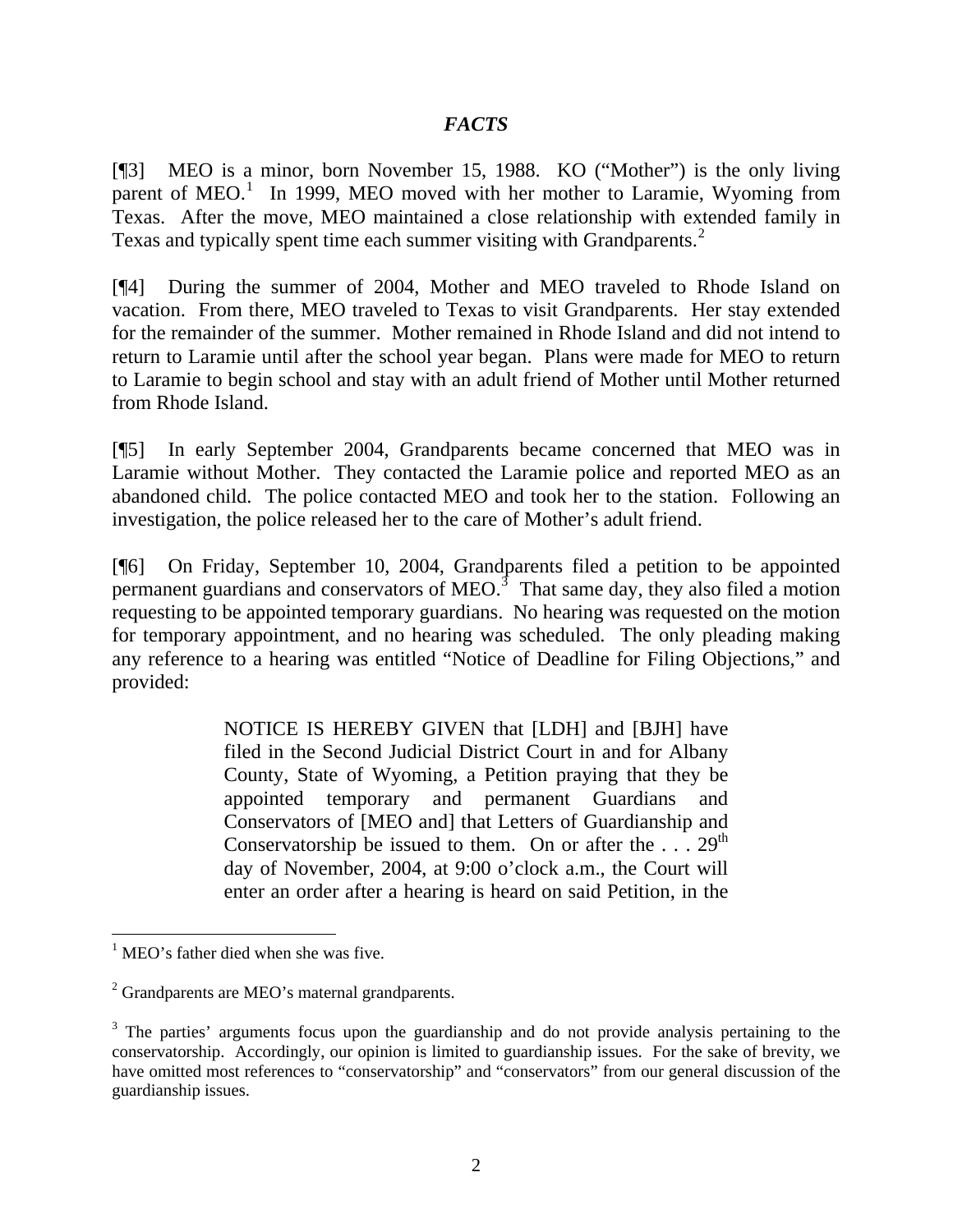## *FACTS*

[¶3] MEO is a minor, born November 15, 1988. KO ("Mother") is the only living parent of MEO.[1] In 1999, MEO moved with her mother to Laramie, Wyoming from Texas. After the move, MEO maintained a close relationship with extended family in Texas and typically spent time each summer visiting with Grandparents.[2]

[¶4] During the summer of 2004, Mother and MEO traveled to Rhode Island on vacation. From there, MEO traveled to Texas to visit Grandparents. Her stay extended for the remainder of the summer. Mother remained in Rhode Island and did not intend to return to Laramie until after the school year began. Plans were made for MEO to return to Laramie to begin school and stay with an adult friend of Mother until Mother returned from Rhode Island.

[¶5] In early September 2004, Grandparents became concerned that MEO was in Laramie without Mother. They contacted the Laramie police and reported MEO as an abandoned child. The police contacted MEO and took her to the station. Following an investigation, the police released her to the care of Mother's adult friend.

[¶6] On Friday, September 10, 2004, Grandparents filed a petition to be appointed permanent guardians and conservators of MEO.[3] That same day, they also filed a motion requesting to be appointed temporary guardians. No hearing was requested on the motion for temporary appointment, and no hearing was scheduled. The only pleading making any reference to a hearing was entitled "Notice of Deadline for Filing Objections," and provided:

> NOTICE IS HEREBY GIVEN that [LDH] and [BJH] have filed in the Second Judicial District Court in and for Albany County, State of Wyoming, a Petition praying that they be appointed temporary and permanent Guardians and Conservators of [MEO and] that Letters of Guardianship and Conservatorship be issued to them. On or after the . . . 29th day of November, 2004, at 9:00 o'clock a.m., the Court will enter an order after a hearing is heard on said Petition, in the

---

[1] MEO's father died when she was five.

[2] Grandparents are MEO's maternal grandparents.

[3] The parties' arguments focus upon the guardianship and do not provide analysis pertaining to the conservatorship. Accordingly, our opinion is limited to guardianship issues. For the sake of brevity, we have omitted most references to "conservatorship" and "conservators" from our general discussion of the guardianship issues.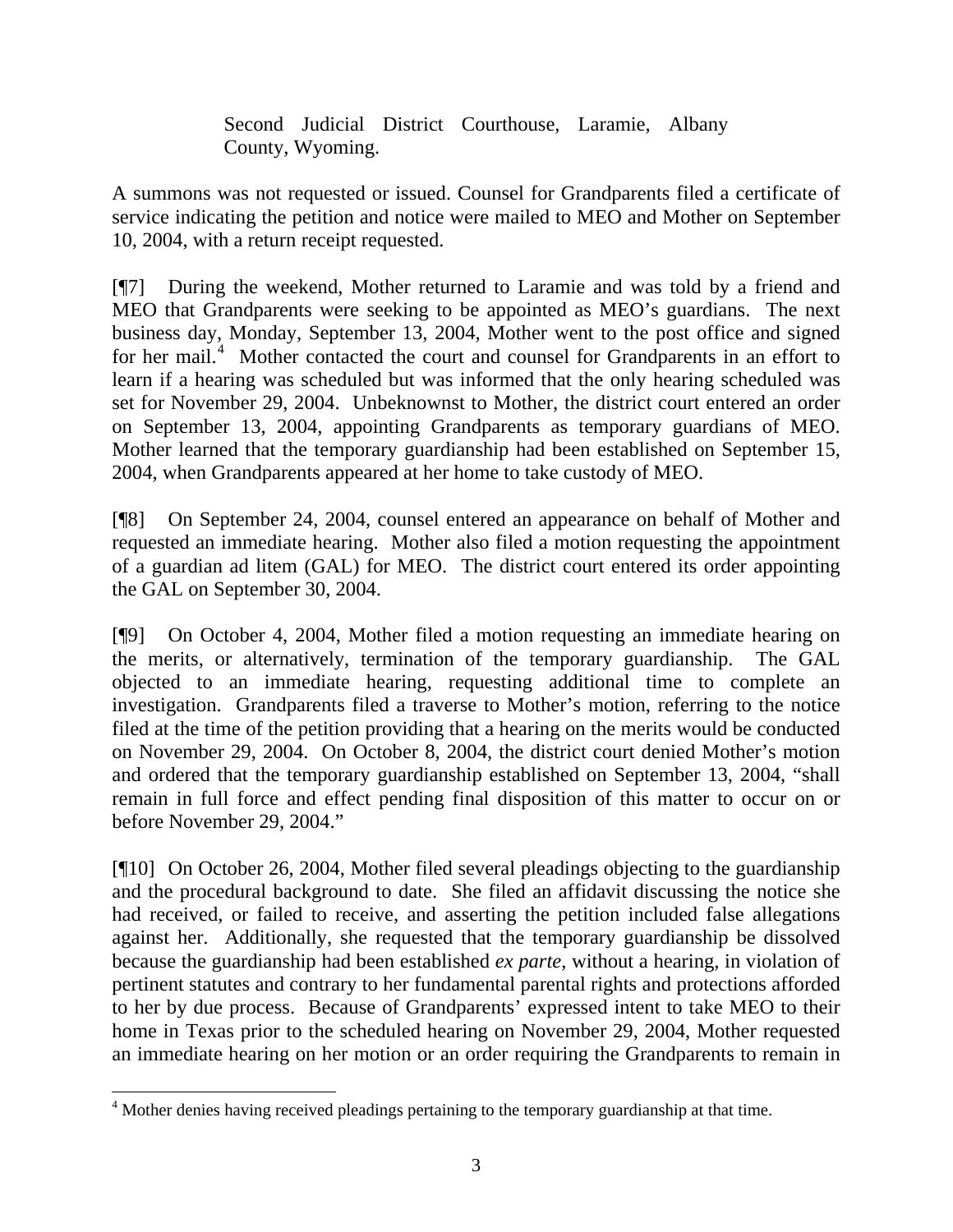> Second Judicial District Courthouse, Laramie, Albany County, Wyoming.

A summons was not requested or issued. Counsel for Grandparents filed a certificate of service indicating the petition and notice were mailed to MEO and Mother on September 10, 2004, with a return receipt requested.

[¶7] During the weekend, Mother returned to Laramie and was told by a friend and MEO that Grandparents were seeking to be appointed as MEO's guardians. The next business day, Monday, September 13, 2004, Mother went to the post office and signed for her mail.[4] Mother contacted the court and counsel for Grandparents in an effort to learn if a hearing was scheduled but was informed that the only hearing scheduled was set for November 29, 2004. Unbeknownst to Mother, the district court entered an order on September 13, 2004, appointing Grandparents as temporary guardians of MEO. Mother learned that the temporary guardianship had been established on September 15, 2004, when Grandparents appeared at her home to take custody of MEO.

[¶8] On September 24, 2004, counsel entered an appearance on behalf of Mother and requested an immediate hearing. Mother also filed a motion requesting the appointment of a guardian ad litem (GAL) for MEO. The district court entered its order appointing the GAL on September 30, 2004.

[¶9] On October 4, 2004, Mother filed a motion requesting an immediate hearing on the merits, or alternatively, termination of the temporary guardianship. The GAL objected to an immediate hearing, requesting additional time to complete an investigation. Grandparents filed a traverse to Mother's motion, referring to the notice filed at the time of the petition providing that a hearing on the merits would be conducted on November 29, 2004. On October 8, 2004, the district court denied Mother's motion and ordered that the temporary guardianship established on September 13, 2004, "shall remain in full force and effect pending final disposition of this matter to occur on or before November 29, 2004."

[¶10] On October 26, 2004, Mother filed several pleadings objecting to the guardianship and the procedural background to date. She filed an affidavit discussing the notice she had received, or failed to receive, and asserting the petition included false allegations against her. Additionally, she requested that the temporary guardianship be dissolved because the guardianship had been established *ex parte*, without a hearing, in violation of pertinent statutes and contrary to her fundamental parental rights and protections afforded to her by due process. Because of Grandparents' expressed intent to take MEO to their home in Texas prior to the scheduled hearing on November 29, 2004, Mother requested an immediate hearing on her motion or an order requiring the Grandparents to remain in

---

[4] Mother denies having received pleadings pertaining to the temporary guardianship at that time.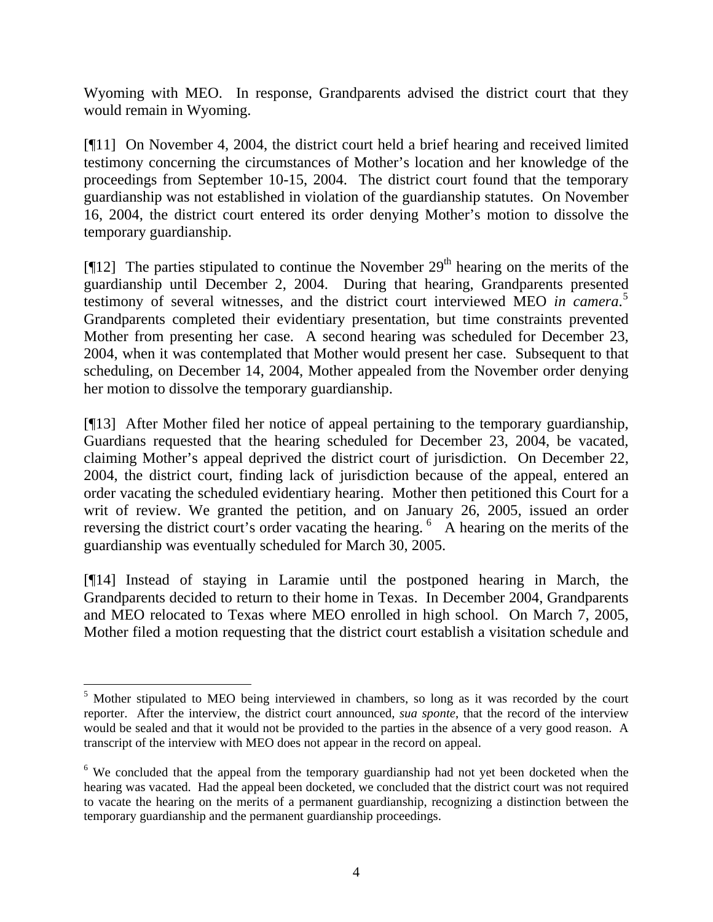Wyoming with MEO. In response, Grandparents advised the district court that they would remain in Wyoming.

[¶11] On November 4, 2004, the district court held a brief hearing and received limited testimony concerning the circumstances of Mother's location and her knowledge of the proceedings from September 10-15, 2004. The district court found that the temporary guardianship was not established in violation of the guardianship statutes. On November 16, 2004, the district court entered its order denying Mother's motion to dissolve the temporary guardianship.

[¶12] The parties stipulated to continue the November 29th hearing on the merits of the guardianship until December 2, 2004. During that hearing, Grandparents presented testimony of several witnesses, and the district court interviewed MEO *in camera*.[5] Grandparents completed their evidentiary presentation, but time constraints prevented Mother from presenting her case. A second hearing was scheduled for December 23, 2004, when it was contemplated that Mother would present her case. Subsequent to that scheduling, on December 14, 2004, Mother appealed from the November order denying her motion to dissolve the temporary guardianship.

[¶13] After Mother filed her notice of appeal pertaining to the temporary guardianship, Guardians requested that the hearing scheduled for December 23, 2004, be vacated, claiming Mother's appeal deprived the district court of jurisdiction. On December 22, 2004, the district court, finding lack of jurisdiction because of the appeal, entered an order vacating the scheduled evidentiary hearing. Mother then petitioned this Court for a writ of review. We granted the petition, and on January 26, 2005, issued an order reversing the district court's order vacating the hearing.[6] A hearing on the merits of the guardianship was eventually scheduled for March 30, 2005.

[¶14] Instead of staying in Laramie until the postponed hearing in March, the Grandparents decided to return to their home in Texas. In December 2004, Grandparents and MEO relocated to Texas where MEO enrolled in high school. On March 7, 2005, Mother filed a motion requesting that the district court establish a visitation schedule and

---

[5] Mother stipulated to MEO being interviewed in chambers, so long as it was recorded by the court reporter. After the interview, the district court announced, *sua sponte*, that the record of the interview would be sealed and that it would not be provided to the parties in the absence of a very good reason. A transcript of the interview with MEO does not appear in the record on appeal.

[6] We concluded that the appeal from the temporary guardianship had not yet been docketed when the hearing was vacated. Had the appeal been docketed, we concluded that the district court was not required to vacate the hearing on the merits of a permanent guardianship, recognizing a distinction between the temporary guardianship and the permanent guardianship proceedings.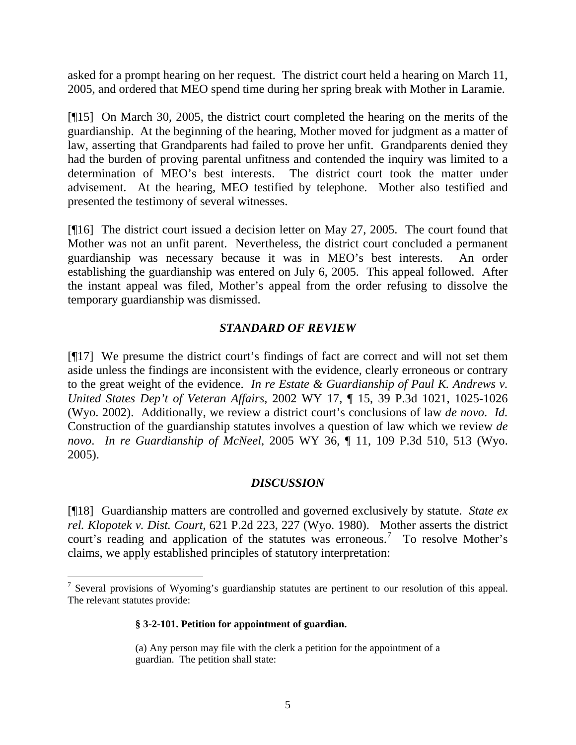asked for a prompt hearing on her request. The district court held a hearing on March 11, 2005, and ordered that MEO spend time during her spring break with Mother in Laramie.

[¶15] On March 30, 2005, the district court completed the hearing on the merits of the guardianship. At the beginning of the hearing, Mother moved for judgment as a matter of law, asserting that Grandparents had failed to prove her unfit. Grandparents denied they had the burden of proving parental unfitness and contended the inquiry was limited to a determination of MEO's best interests. The district court took the matter under advisement. At the hearing, MEO testified by telephone. Mother also testified and presented the testimony of several witnesses.

[¶16] The district court issued a decision letter on May 27, 2005. The court found that Mother was not an unfit parent. Nevertheless, the district court concluded a permanent guardianship was necessary because it was in MEO's best interests. An order establishing the guardianship was entered on July 6, 2005. This appeal followed. After the instant appeal was filed, Mother's appeal from the order refusing to dissolve the temporary guardianship was dismissed.

### *STANDARD OF REVIEW*

[¶17] We presume the district court's findings of fact are correct and will not set them aside unless the findings are inconsistent with the evidence, clearly erroneous or contrary to the great weight of the evidence. *In re Estate & Guardianship of Paul K. Andrews v. United States Dep't of Veteran Affairs*, 2002 WY 17, ¶ 15, 39 P.3d 1021, 1025-1026 (Wyo. 2002). Additionally, we review a district court's conclusions of law *de novo*. *Id.* Construction of the guardianship statutes involves a question of law which we review *de novo*. *In re Guardianship of McNeel*, 2005 WY 36, ¶ 11, 109 P.3d 510, 513 (Wyo. 2005).

### *DISCUSSION*

[¶18] Guardianship matters are controlled and governed exclusively by statute. *State ex rel. Klopotek v. Dist. Court*, 621 P.2d 223, 227 (Wyo. 1980). Mother asserts the district court's reading and application of the statutes was erroneous.[7] To resolve Mother's claims, we apply established principles of statutory interpretation:

---

[7] Several provisions of Wyoming's guardianship statutes are pertinent to our resolution of this appeal. The relevant statutes provide:

> **§ 3-2-101. Petition for appointment of guardian.**
>
> (a) Any person may file with the clerk a petition for the appointment of a guardian. The petition shall state: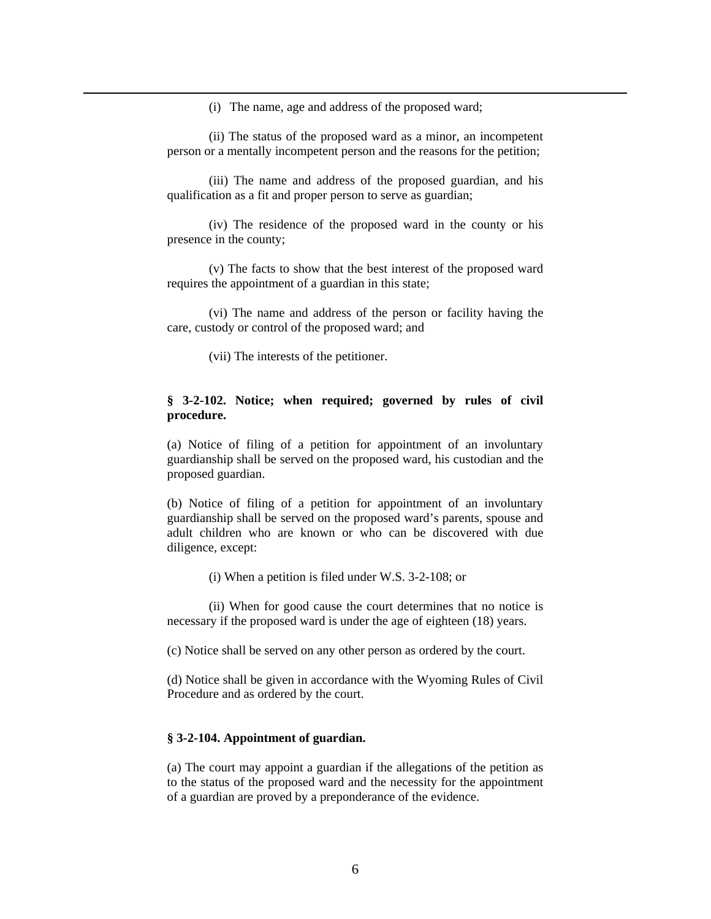(i) The name, age and address of the proposed ward;

(ii) The status of the proposed ward as a minor, an incompetent person or a mentally incompetent person and the reasons for the petition;

(iii) The name and address of the proposed guardian, and his qualification as a fit and proper person to serve as guardian;

(iv) The residence of the proposed ward in the county or his presence in the county;

(v) The facts to show that the best interest of the proposed ward requires the appointment of a guardian in this state;

(vi) The name and address of the person or facility having the care, custody or control of the proposed ward; and

(vii) The interests of the petitioner.

**§ 3-2-102. Notice; when required; governed by rules of civil procedure.**

(a) Notice of filing of a petition for appointment of an involuntary guardianship shall be served on the proposed ward, his custodian and the proposed guardian.

(b) Notice of filing of a petition for appointment of an involuntary guardianship shall be served on the proposed ward's parents, spouse and adult children who are known or who can be discovered with due diligence, except:

(i) When a petition is filed under W.S. 3-2-108; or

(ii) When for good cause the court determines that no notice is necessary if the proposed ward is under the age of eighteen (18) years.

(c) Notice shall be served on any other person as ordered by the court.

(d) Notice shall be given in accordance with the Wyoming Rules of Civil Procedure and as ordered by the court.

**§ 3-2-104. Appointment of guardian.**

(a) The court may appoint a guardian if the allegations of the petition as to the status of the proposed ward and the necessity for the appointment of a guardian are proved by a preponderance of the evidence.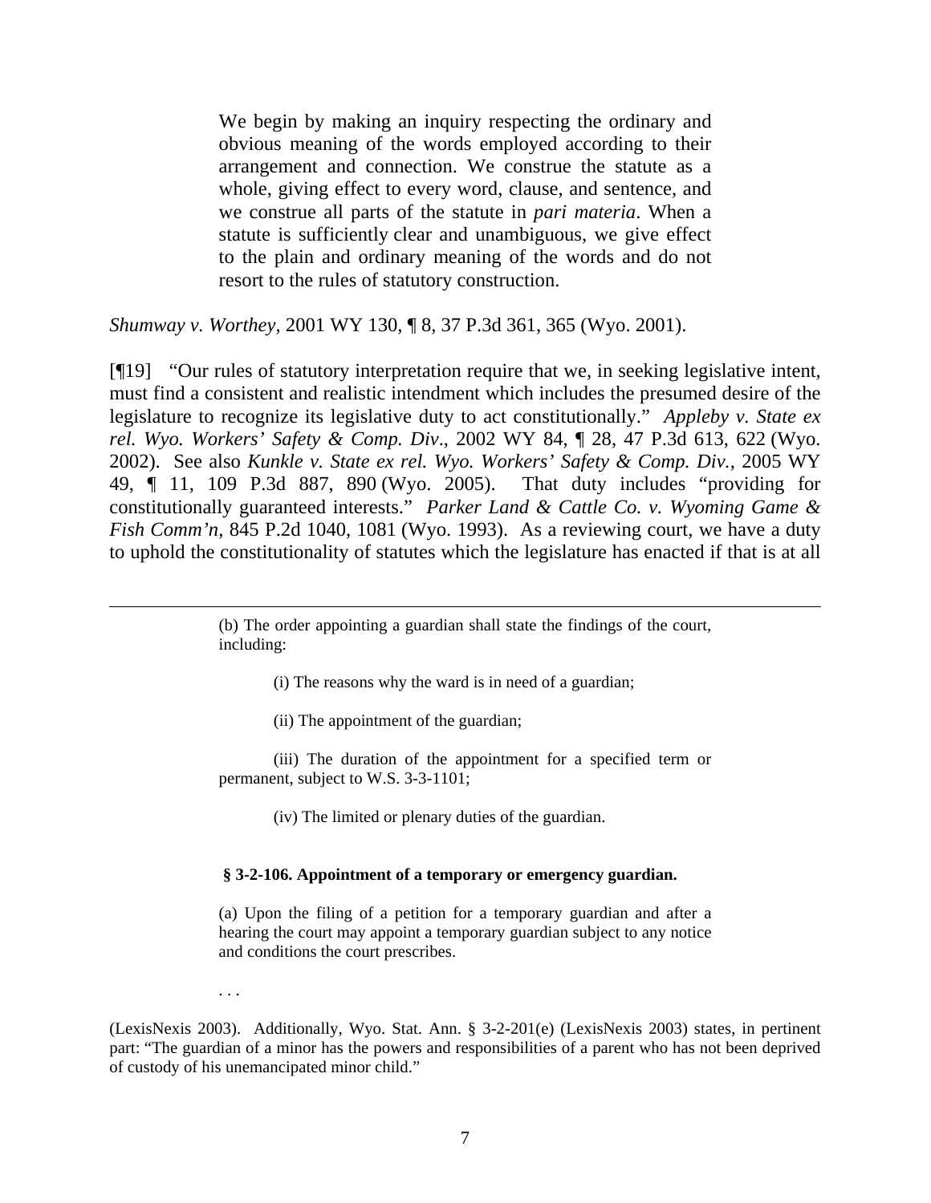> We begin by making an inquiry respecting the ordinary and obvious meaning of the words employed according to their arrangement and connection. We construe the statute as a whole, giving effect to every word, clause, and sentence, and we construe all parts of the statute in *pari materia*. When a statute is sufficiently clear and unambiguous, we give effect to the plain and ordinary meaning of the words and do not resort to the rules of statutory construction.

*Shumway v. Worthey*, 2001 WY 130, ¶ 8, 37 P.3d 361, 365 (Wyo. 2001).

[¶19] "Our rules of statutory interpretation require that we, in seeking legislative intent, must find a consistent and realistic intendment which includes the presumed desire of the legislature to recognize its legislative duty to act constitutionally." *Appleby v. State ex rel. Wyo. Workers' Safety & Comp. Div*., 2002 WY 84, ¶ 28, 47 P.3d 613, 622 (Wyo. 2002). See also *Kunkle v. State ex rel. Wyo. Workers' Safety & Comp. Div.*, 2005 WY 49, ¶ 11, 109 P.3d 887, 890 (Wyo. 2005). That duty includes "providing for constitutionally guaranteed interests." *Parker Land & Cattle Co. v. Wyoming Game & Fish Comm'n*, 845 P.2d 1040, 1081 (Wyo. 1993). As a reviewing court, we have a duty to uphold the constitutionality of statutes which the legislature has enacted if that is at all

---

> (b) The order appointing a guardian shall state the findings of the court, including:
>
> (i) The reasons why the ward is in need of a guardian;
>
> (ii) The appointment of the guardian;
>
> (iii) The duration of the appointment for a specified term or permanent, subject to W.S. 3-3-1101;
>
> (iv) The limited or plenary duties of the guardian.
>
> **§ 3-2-106. Appointment of a temporary or emergency guardian.**
>
> (a) Upon the filing of a petition for a temporary guardian and after a hearing the court may appoint a temporary guardian subject to any notice and conditions the court prescribes.
>
> . . .

(LexisNexis 2003). Additionally, Wyo. Stat. Ann. § 3-2-201(e) (LexisNexis 2003) states, in pertinent part: "The guardian of a minor has the powers and responsibilities of a parent who has not been deprived of custody of his unemancipated minor child."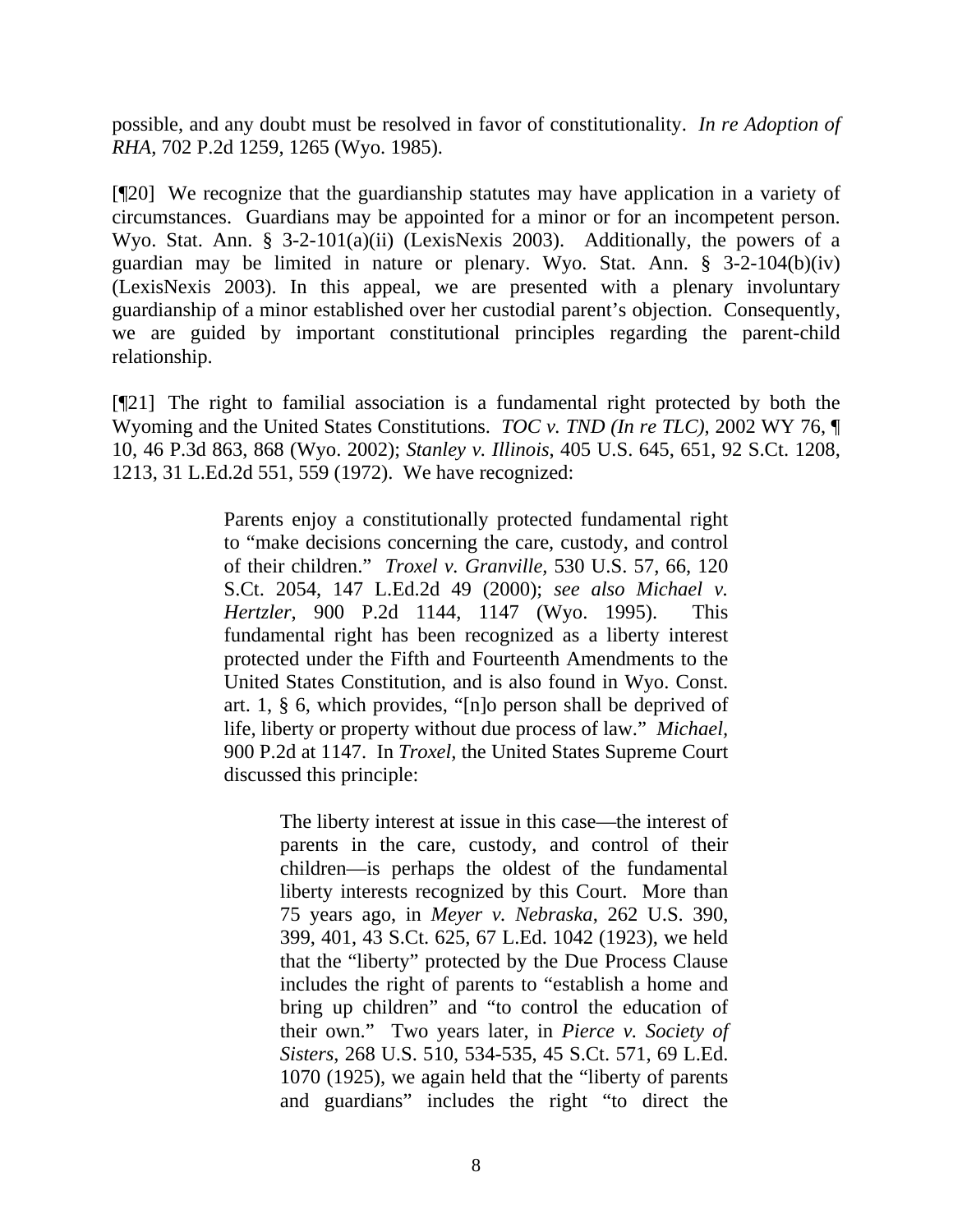possible, and any doubt must be resolved in favor of constitutionality. *In re Adoption of RHA*, 702 P.2d 1259, 1265 (Wyo. 1985).

[¶20] We recognize that the guardianship statutes may have application in a variety of circumstances. Guardians may be appointed for a minor or for an incompetent person. Wyo. Stat. Ann. § 3-2-101(a)(ii) (LexisNexis 2003). Additionally, the powers of a guardian may be limited in nature or plenary. Wyo. Stat. Ann. § 3-2-104(b)(iv) (LexisNexis 2003). In this appeal, we are presented with a plenary involuntary guardianship of a minor established over her custodial parent's objection. Consequently, we are guided by important constitutional principles regarding the parent-child relationship.

[¶21] The right to familial association is a fundamental right protected by both the Wyoming and the United States Constitutions. *TOC v. TND (In re TLC)*, 2002 WY 76, ¶ 10, 46 P.3d 863, 868 (Wyo. 2002); *Stanley v. Illinois*, 405 U.S. 645, 651, 92 S.Ct. 1208, 1213, 31 L.Ed.2d 551, 559 (1972). We have recognized:

> Parents enjoy a constitutionally protected fundamental right to "make decisions concerning the care, custody, and control of their children." *Troxel v. Granville*, 530 U.S. 57, 66, 120 S.Ct. 2054, 147 L.Ed.2d 49 (2000); *see also Michael v. Hertzler*, 900 P.2d 1144, 1147 (Wyo. 1995). This fundamental right has been recognized as a liberty interest protected under the Fifth and Fourteenth Amendments to the United States Constitution, and is also found in Wyo. Const. art. 1, § 6, which provides, "[n]o person shall be deprived of life, liberty or property without due process of law." *Michael*, 900 P.2d at 1147. In *Troxel*, the United States Supreme Court discussed this principle:
>
> > The liberty interest at issue in this case—the interest of parents in the care, custody, and control of their children—is perhaps the oldest of the fundamental liberty interests recognized by this Court. More than 75 years ago, in *Meyer v. Nebraska*, 262 U.S. 390, 399, 401, 43 S.Ct. 625, 67 L.Ed. 1042 (1923), we held that the "liberty" protected by the Due Process Clause includes the right of parents to "establish a home and bring up children" and "to control the education of their own." Two years later, in *Pierce v. Society of Sisters*, 268 U.S. 510, 534-535, 45 S.Ct. 571, 69 L.Ed. 1070 (1925), we again held that the "liberty of parents and guardians" includes the right "to direct the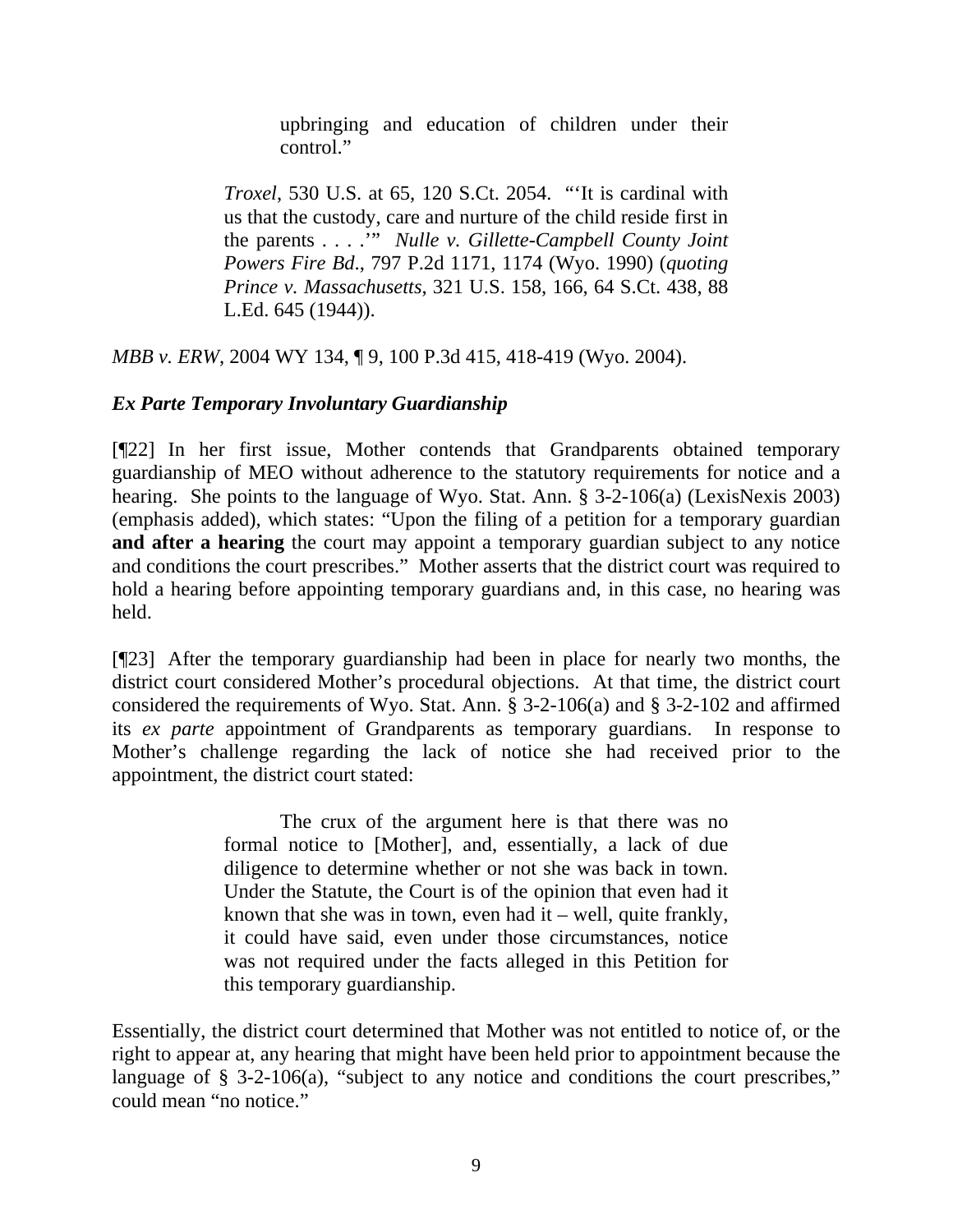> upbringing and education of children under their control."
>
> *Troxel*, 530 U.S. at 65, 120 S.Ct. 2054. "'It is cardinal with us that the custody, care and nurture of the child reside first in the parents . . . .'" *Nulle v. Gillette-Campbell County Joint Powers Fire Bd*., 797 P.2d 1171, 1174 (Wyo. 1990) (*quoting Prince v. Massachusetts*, 321 U.S. 158, 166, 64 S.Ct. 438, 88 L.Ed. 645 (1944)).

*MBB v. ERW*, 2004 WY 134, ¶ 9, 100 P.3d 415, 418-419 (Wyo. 2004).

### *Ex Parte Temporary Involuntary Guardianship*

[¶22] In her first issue, Mother contends that Grandparents obtained temporary guardianship of MEO without adherence to the statutory requirements for notice and a hearing. She points to the language of Wyo. Stat. Ann. § 3-2-106(a) (LexisNexis 2003) (emphasis added), which states: "Upon the filing of a petition for a temporary guardian **and after a hearing** the court may appoint a temporary guardian subject to any notice and conditions the court prescribes." Mother asserts that the district court was required to hold a hearing before appointing temporary guardians and, in this case, no hearing was held.

[¶23] After the temporary guardianship had been in place for nearly two months, the district court considered Mother's procedural objections. At that time, the district court considered the requirements of Wyo. Stat. Ann. § 3-2-106(a) and § 3-2-102 and affirmed its *ex parte* appointment of Grandparents as temporary guardians. In response to Mother's challenge regarding the lack of notice she had received prior to the appointment, the district court stated:

> The crux of the argument here is that there was no formal notice to [Mother], and, essentially, a lack of due diligence to determine whether or not she was back in town. Under the Statute, the Court is of the opinion that even had it known that she was in town, even had it – well, quite frankly, it could have said, even under those circumstances, notice was not required under the facts alleged in this Petition for this temporary guardianship.

Essentially, the district court determined that Mother was not entitled to notice of, or the right to appear at, any hearing that might have been held prior to appointment because the language of § 3-2-106(a), "subject to any notice and conditions the court prescribes," could mean "no notice."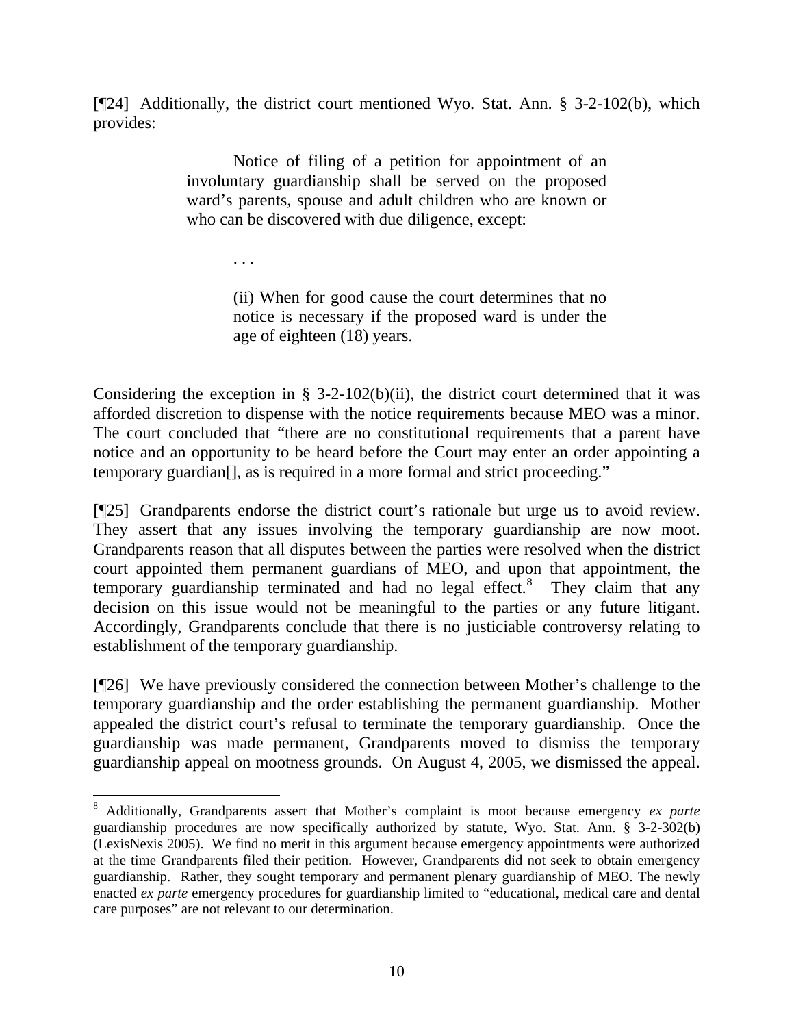[¶24] Additionally, the district court mentioned Wyo. Stat. Ann. § 3-2-102(b), which provides:

> Notice of filing of a petition for appointment of an involuntary guardianship shall be served on the proposed ward's parents, spouse and adult children who are known or who can be discovered with due diligence, except:
>
> . . .
>
> (ii) When for good cause the court determines that no notice is necessary if the proposed ward is under the age of eighteen (18) years.

Considering the exception in § 3-2-102(b)(ii), the district court determined that it was afforded discretion to dispense with the notice requirements because MEO was a minor. The court concluded that "there are no constitutional requirements that a parent have notice and an opportunity to be heard before the Court may enter an order appointing a temporary guardian[], as is required in a more formal and strict proceeding."

[¶25] Grandparents endorse the district court's rationale but urge us to avoid review. They assert that any issues involving the temporary guardianship are now moot. Grandparents reason that all disputes between the parties were resolved when the district court appointed them permanent guardians of MEO, and upon that appointment, the temporary guardianship terminated and had no legal effect.[8] They claim that any decision on this issue would not be meaningful to the parties or any future litigant. Accordingly, Grandparents conclude that there is no justiciable controversy relating to establishment of the temporary guardianship.

[¶26] We have previously considered the connection between Mother's challenge to the temporary guardianship and the order establishing the permanent guardianship. Mother appealed the district court's refusal to terminate the temporary guardianship. Once the guardianship was made permanent, Grandparents moved to dismiss the temporary guardianship appeal on mootness grounds. On August 4, 2005, we dismissed the appeal.

---

[8] Additionally, Grandparents assert that Mother's complaint is moot because emergency *ex parte* guardianship procedures are now specifically authorized by statute, Wyo. Stat. Ann. § 3-2-302(b) (LexisNexis 2005). We find no merit in this argument because emergency appointments were authorized at the time Grandparents filed their petition. However, Grandparents did not seek to obtain emergency guardianship. Rather, they sought temporary and permanent plenary guardianship of MEO. The newly enacted *ex parte* emergency procedures for guardianship limited to "educational, medical care and dental care purposes" are not relevant to our determination.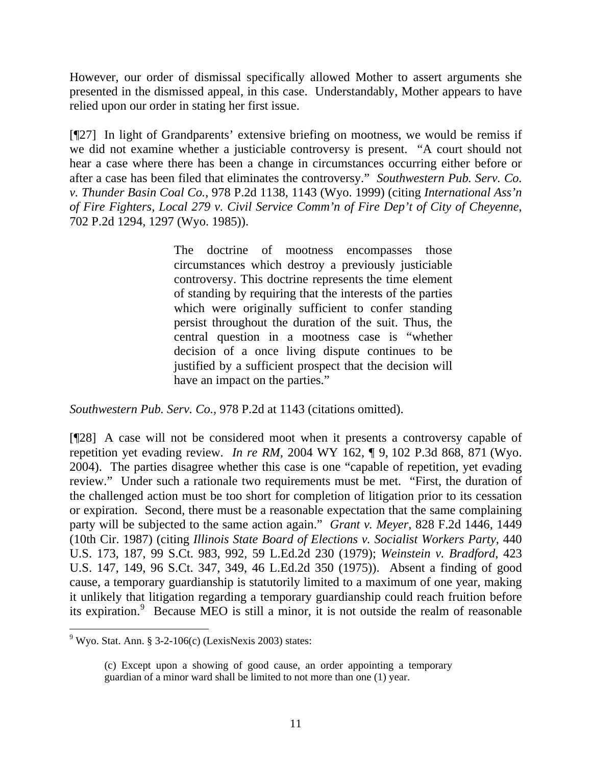However, our order of dismissal specifically allowed Mother to assert arguments she presented in the dismissed appeal, in this case. Understandably, Mother appears to have relied upon our order in stating her first issue.

[¶27] In light of Grandparents' extensive briefing on mootness, we would be remiss if we did not examine whether a justiciable controversy is present. "A court should not hear a case where there has been a change in circumstances occurring either before or after a case has been filed that eliminates the controversy." *Southwestern Pub. Serv. Co. v. Thunder Basin Coal Co.*, 978 P.2d 1138, 1143 (Wyo. 1999) (citing *International Ass'n of Fire Fighters, Local 279 v. Civil Service Comm'n of Fire Dep't of City of Cheyenne*, 702 P.2d 1294, 1297 (Wyo. 1985)).

> The doctrine of mootness encompasses those circumstances which destroy a previously justiciable controversy. This doctrine represents the time element of standing by requiring that the interests of the parties which were originally sufficient to confer standing persist throughout the duration of the suit. Thus, the central question in a mootness case is "whether decision of a once living dispute continues to be justified by a sufficient prospect that the decision will have an impact on the parties."

*Southwestern Pub. Serv. Co.*, 978 P.2d at 1143 (citations omitted).

[¶28] A case will not be considered moot when it presents a controversy capable of repetition yet evading review. *In re RM*, 2004 WY 162, ¶ 9, 102 P.3d 868, 871 (Wyo. 2004). The parties disagree whether this case is one "capable of repetition, yet evading review." Under such a rationale two requirements must be met. "First, the duration of the challenged action must be too short for completion of litigation prior to its cessation or expiration. Second, there must be a reasonable expectation that the same complaining party will be subjected to the same action again." *Grant v. Meyer*, 828 F.2d 1446, 1449 (10th Cir. 1987) (citing *Illinois State Board of Elections v. Socialist Workers Party*, 440 U.S. 173, 187, 99 S.Ct. 983, 992, 59 L.Ed.2d 230 (1979); *Weinstein v. Bradford*, 423 U.S. 147, 149, 96 S.Ct. 347, 349, 46 L.Ed.2d 350 (1975)). Absent a finding of good cause, a temporary guardianship is statutorily limited to a maximum of one year, making it unlikely that litigation regarding a temporary guardianship could reach fruition before its expiration.[9] Because MEO is still a minor, it is not outside the realm of reasonable

---

[9] Wyo. Stat. Ann. § 3-2-106(c) (LexisNexis 2003) states:

> (c) Except upon a showing of good cause, an order appointing a temporary guardian of a minor ward shall be limited to not more than one (1) year.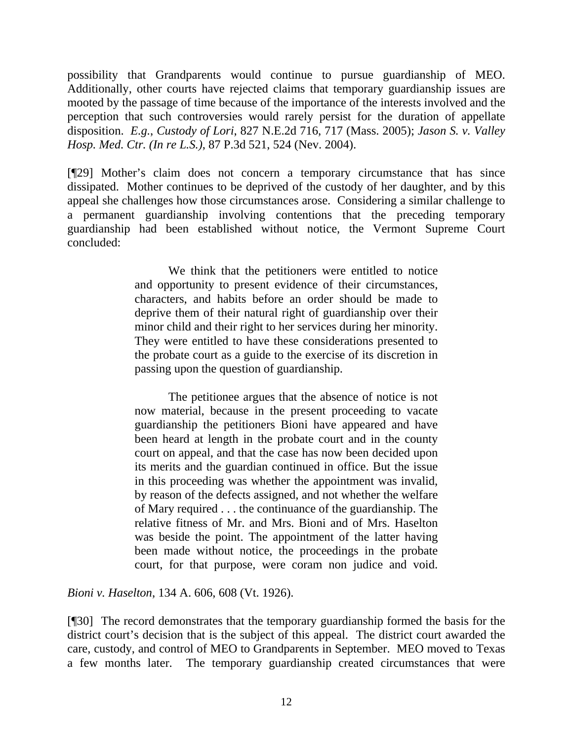possibility that Grandparents would continue to pursue guardianship of MEO. Additionally, other courts have rejected claims that temporary guardianship issues are mooted by the passage of time because of the importance of the interests involved and the perception that such controversies would rarely persist for the duration of appellate disposition. *E.g.*, *Custody of Lori*, 827 N.E.2d 716, 717 (Mass. 2005); *Jason S. v. Valley Hosp. Med. Ctr. (In re L.S.)*, 87 P.3d 521, 524 (Nev. 2004).

[¶29] Mother's claim does not concern a temporary circumstance that has since dissipated. Mother continues to be deprived of the custody of her daughter, and by this appeal she challenges how those circumstances arose. Considering a similar challenge to a permanent guardianship involving contentions that the preceding temporary guardianship had been established without notice, the Vermont Supreme Court concluded:

> We think that the petitioners were entitled to notice and opportunity to present evidence of their circumstances, characters, and habits before an order should be made to deprive them of their natural right of guardianship over their minor child and their right to her services during her minority. They were entitled to have these considerations presented to the probate court as a guide to the exercise of its discretion in passing upon the question of guardianship.
>
> The petitionee argues that the absence of notice is not now material, because in the present proceeding to vacate guardianship the petitioners Bioni have appeared and have been heard at length in the probate court and in the county court on appeal, and that the case has now been decided upon its merits and the guardian continued in office. But the issue in this proceeding was whether the appointment was invalid, by reason of the defects assigned, and not whether the welfare of Mary required . . . the continuance of the guardianship. The relative fitness of Mr. and Mrs. Bioni and of Mrs. Haselton was beside the point. The appointment of the latter having been made without notice, the proceedings in the probate court, for that purpose, were coram non judice and void.

*Bioni v. Haselton*, 134 A. 606, 608 (Vt. 1926).

[¶30] The record demonstrates that the temporary guardianship formed the basis for the district court's decision that is the subject of this appeal. The district court awarded the care, custody, and control of MEO to Grandparents in September. MEO moved to Texas a few months later. The temporary guardianship created circumstances that were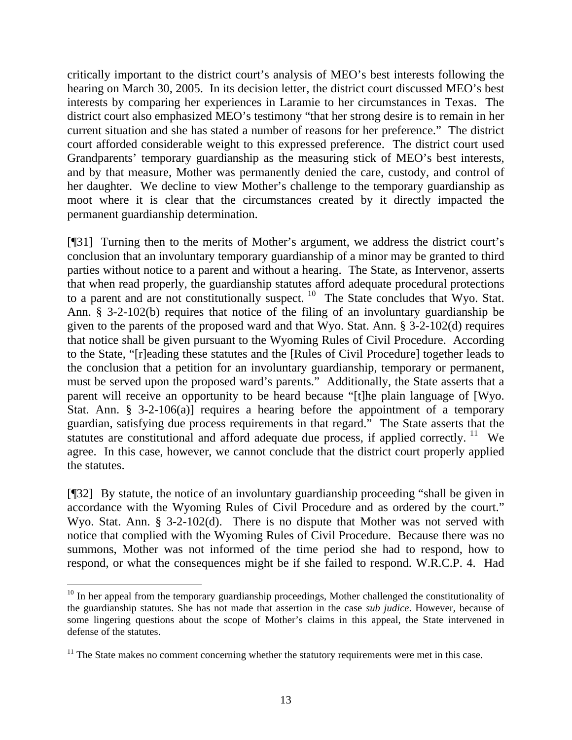critically important to the district court's analysis of MEO's best interests following the hearing on March 30, 2005. In its decision letter, the district court discussed MEO's best interests by comparing her experiences in Laramie to her circumstances in Texas. The district court also emphasized MEO's testimony "that her strong desire is to remain in her current situation and she has stated a number of reasons for her preference." The district court afforded considerable weight to this expressed preference. The district court used Grandparents' temporary guardianship as the measuring stick of MEO's best interests, and by that measure, Mother was permanently denied the care, custody, and control of her daughter. We decline to view Mother's challenge to the temporary guardianship as moot where it is clear that the circumstances created by it directly impacted the permanent guardianship determination.

[¶31] Turning then to the merits of Mother's argument, we address the district court's conclusion that an involuntary temporary guardianship of a minor may be granted to third parties without notice to a parent and without a hearing. The State, as Intervenor, asserts that when read properly, the guardianship statutes afford adequate procedural protections to a parent and are not constitutionally suspect. [10] The State concludes that Wyo. Stat. Ann. § 3-2-102(b) requires that notice of the filing of an involuntary guardianship be given to the parents of the proposed ward and that Wyo. Stat. Ann. § 3-2-102(d) requires that notice shall be given pursuant to the Wyoming Rules of Civil Procedure. According to the State, "[r]eading these statutes and the [Rules of Civil Procedure] together leads to the conclusion that a petition for an involuntary guardianship, temporary or permanent, must be served upon the proposed ward's parents." Additionally, the State asserts that a parent will receive an opportunity to be heard because "[t]he plain language of [Wyo. Stat. Ann. § 3-2-106(a)] requires a hearing before the appointment of a temporary guardian, satisfying due process requirements in that regard." The State asserts that the statutes are constitutional and afford adequate due process, if applied correctly. [11] We agree. In this case, however, we cannot conclude that the district court properly applied the statutes.

[¶32] By statute, the notice of an involuntary guardianship proceeding "shall be given in accordance with the Wyoming Rules of Civil Procedure and as ordered by the court." Wyo. Stat. Ann. § 3-2-102(d). There is no dispute that Mother was not served with notice that complied with the Wyoming Rules of Civil Procedure. Because there was no summons, Mother was not informed of the time period she had to respond, how to respond, or what the consequences might be if she failed to respond. W.R.C.P. 4. Had

---

[10] In her appeal from the temporary guardianship proceedings, Mother challenged the constitutionality of the guardianship statutes. She has not made that assertion in the case *sub judice*. However, because of some lingering questions about the scope of Mother's claims in this appeal, the State intervened in defense of the statutes.

[11] The State makes no comment concerning whether the statutory requirements were met in this case.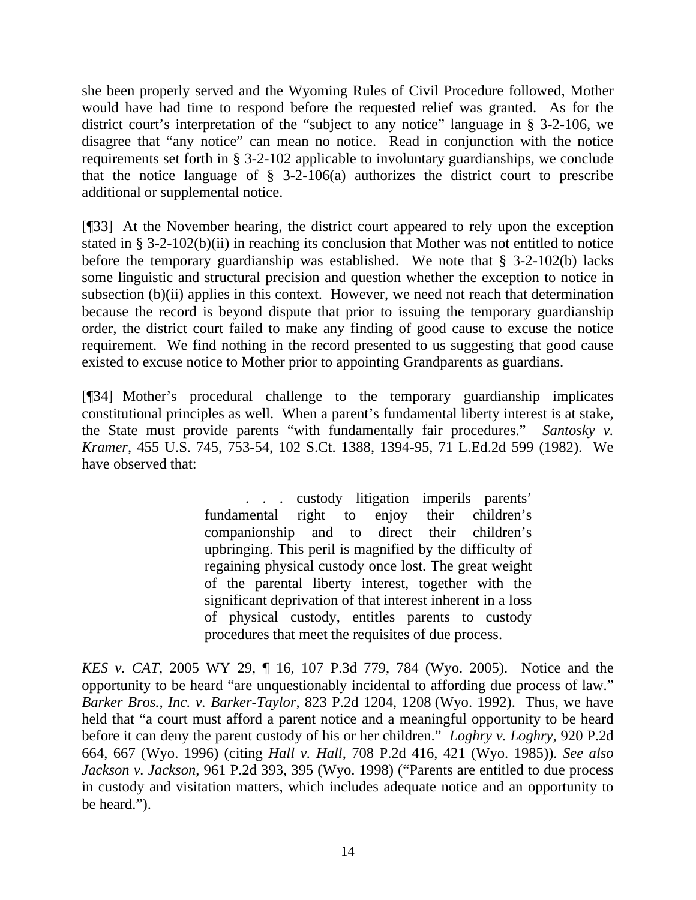she been properly served and the Wyoming Rules of Civil Procedure followed, Mother would have had time to respond before the requested relief was granted. As for the district court's interpretation of the "subject to any notice" language in § 3-2-106, we disagree that "any notice" can mean no notice. Read in conjunction with the notice requirements set forth in § 3-2-102 applicable to involuntary guardianships, we conclude that the notice language of § 3-2-106(a) authorizes the district court to prescribe additional or supplemental notice.

[¶33] At the November hearing, the district court appeared to rely upon the exception stated in § 3-2-102(b)(ii) in reaching its conclusion that Mother was not entitled to notice before the temporary guardianship was established. We note that § 3-2-102(b) lacks some linguistic and structural precision and question whether the exception to notice in subsection (b)(ii) applies in this context. However, we need not reach that determination because the record is beyond dispute that prior to issuing the temporary guardianship order, the district court failed to make any finding of good cause to excuse the notice requirement. We find nothing in the record presented to us suggesting that good cause existed to excuse notice to Mother prior to appointing Grandparents as guardians.

[¶34] Mother's procedural challenge to the temporary guardianship implicates constitutional principles as well. When a parent's fundamental liberty interest is at stake, the State must provide parents "with fundamentally fair procedures." *Santosky v. Kramer*, 455 U.S. 745, 753-54, 102 S.Ct. 1388, 1394-95, 71 L.Ed.2d 599 (1982). We have observed that:

> . . . custody litigation imperils parents' fundamental right to enjoy their children's companionship and to direct their children's upbringing. This peril is magnified by the difficulty of regaining physical custody once lost. The great weight of the parental liberty interest, together with the significant deprivation of that interest inherent in a loss of physical custody, entitles parents to custody procedures that meet the requisites of due process.

*KES v. CAT*, 2005 WY 29, ¶ 16, 107 P.3d 779, 784 (Wyo. 2005). Notice and the opportunity to be heard "are unquestionably incidental to affording due process of law." *Barker Bros., Inc. v. Barker-Taylor*, 823 P.2d 1204, 1208 (Wyo. 1992). Thus, we have held that "a court must afford a parent notice and a meaningful opportunity to be heard before it can deny the parent custody of his or her children." *Loghry v. Loghry*, 920 P.2d 664, 667 (Wyo. 1996) (citing *Hall v. Hall*, 708 P.2d 416, 421 (Wyo. 1985)). *See also Jackson v. Jackson*, 961 P.2d 393, 395 (Wyo. 1998) ("Parents are entitled to due process in custody and visitation matters, which includes adequate notice and an opportunity to be heard.").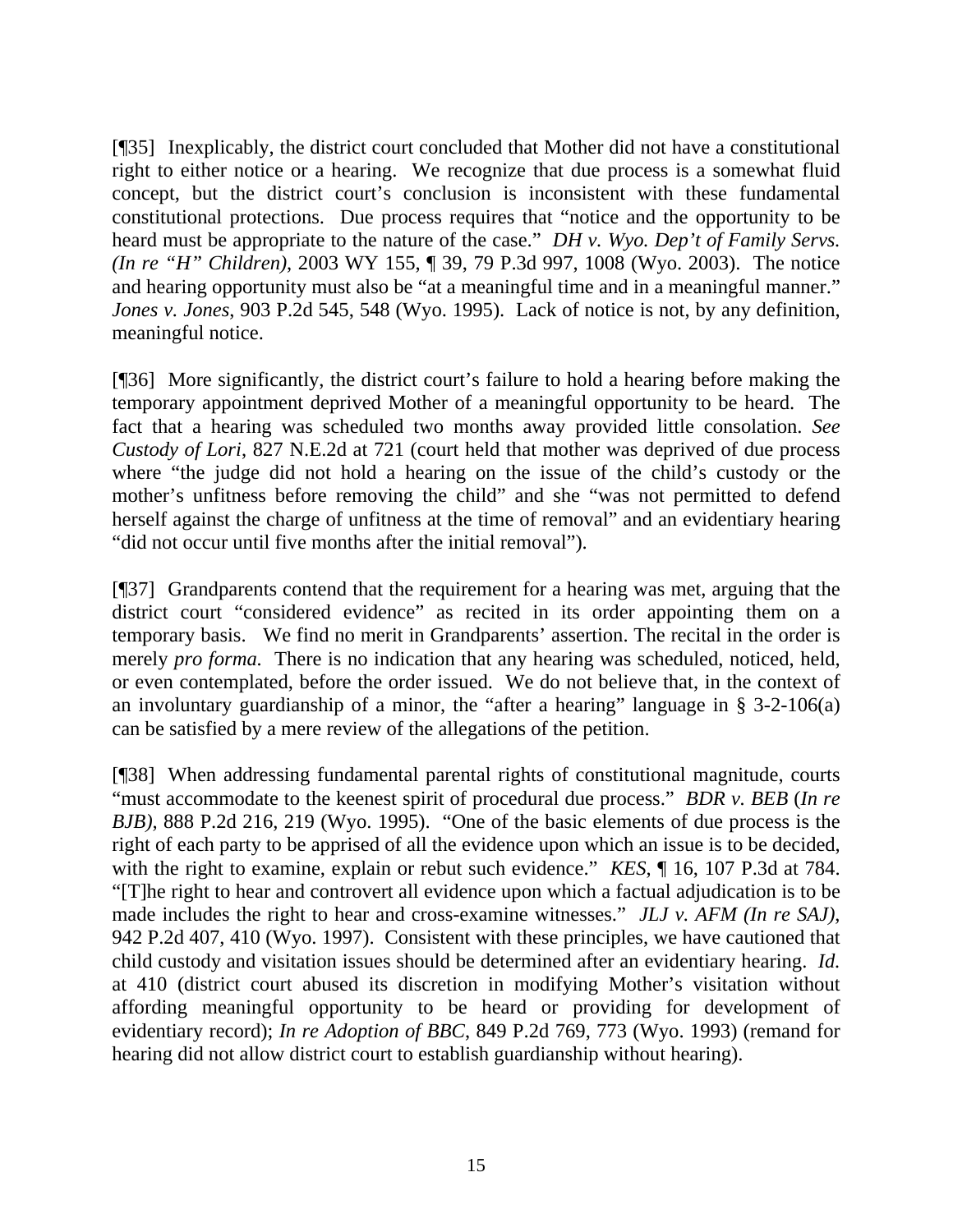[¶35] Inexplicably, the district court concluded that Mother did not have a constitutional right to either notice or a hearing. We recognize that due process is a somewhat fluid concept, but the district court's conclusion is inconsistent with these fundamental constitutional protections. Due process requires that "notice and the opportunity to be heard must be appropriate to the nature of the case." *DH v. Wyo. Dep't of Family Servs. (In re "H" Children)*, 2003 WY 155, ¶ 39, 79 P.3d 997, 1008 (Wyo. 2003). The notice and hearing opportunity must also be "at a meaningful time and in a meaningful manner." *Jones v. Jones*, 903 P.2d 545, 548 (Wyo. 1995). Lack of notice is not, by any definition, meaningful notice.

[¶36] More significantly, the district court's failure to hold a hearing before making the temporary appointment deprived Mother of a meaningful opportunity to be heard. The fact that a hearing was scheduled two months away provided little consolation. *See Custody of Lori*, 827 N.E.2d at 721 (court held that mother was deprived of due process where "the judge did not hold a hearing on the issue of the child's custody or the mother's unfitness before removing the child" and she "was not permitted to defend herself against the charge of unfitness at the time of removal" and an evidentiary hearing "did not occur until five months after the initial removal").

[¶37] Grandparents contend that the requirement for a hearing was met, arguing that the district court "considered evidence" as recited in its order appointing them on a temporary basis. We find no merit in Grandparents' assertion. The recital in the order is merely *pro forma.* There is no indication that any hearing was scheduled, noticed, held, or even contemplated, before the order issued. We do not believe that, in the context of an involuntary guardianship of a minor, the "after a hearing" language in § 3-2-106(a) can be satisfied by a mere review of the allegations of the petition.

[¶38] When addressing fundamental parental rights of constitutional magnitude, courts "must accommodate to the keenest spirit of procedural due process." *BDR v. BEB* (*In re BJB)*, 888 P.2d 216, 219 (Wyo. 1995). "One of the basic elements of due process is the right of each party to be apprised of all the evidence upon which an issue is to be decided, with the right to examine, explain or rebut such evidence." *KES*, ¶ 16, 107 P.3d at 784. "[T]he right to hear and controvert all evidence upon which a factual adjudication is to be made includes the right to hear and cross-examine witnesses." *JLJ v. AFM (In re SAJ)*, 942 P.2d 407, 410 (Wyo. 1997). Consistent with these principles, we have cautioned that child custody and visitation issues should be determined after an evidentiary hearing. *Id.* at 410 (district court abused its discretion in modifying Mother's visitation without affording meaningful opportunity to be heard or providing for development of evidentiary record); *In re Adoption of BBC*, 849 P.2d 769, 773 (Wyo. 1993) (remand for hearing did not allow district court to establish guardianship without hearing).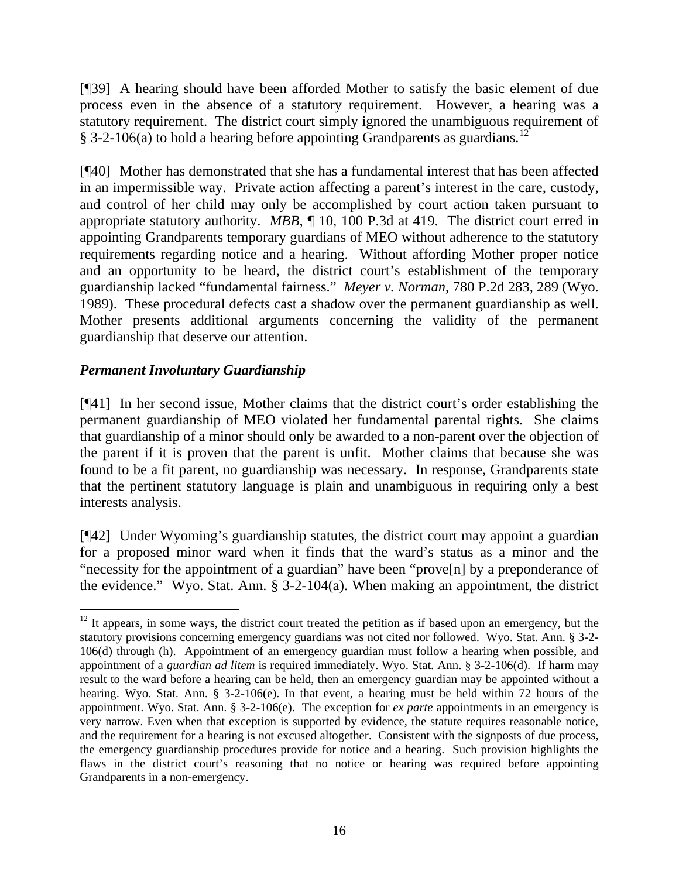[¶39] A hearing should have been afforded Mother to satisfy the basic element of due process even in the absence of a statutory requirement. However, a hearing was a statutory requirement. The district court simply ignored the unambiguous requirement of § 3-2-106(a) to hold a hearing before appointing Grandparents as guardians.[12]

[¶40] Mother has demonstrated that she has a fundamental interest that has been affected in an impermissible way. Private action affecting a parent's interest in the care, custody, and control of her child may only be accomplished by court action taken pursuant to appropriate statutory authority. *MBB*, ¶ 10, 100 P.3d at 419. The district court erred in appointing Grandparents temporary guardians of MEO without adherence to the statutory requirements regarding notice and a hearing. Without affording Mother proper notice and an opportunity to be heard, the district court's establishment of the temporary guardianship lacked "fundamental fairness." *Meyer v. Norman*, 780 P.2d 283, 289 (Wyo. 1989). These procedural defects cast a shadow over the permanent guardianship as well. Mother presents additional arguments concerning the validity of the permanent guardianship that deserve our attention.

***Permanent Involuntary Guardianship***

[¶41] In her second issue, Mother claims that the district court's order establishing the permanent guardianship of MEO violated her fundamental parental rights. She claims that guardianship of a minor should only be awarded to a non-parent over the objection of the parent if it is proven that the parent is unfit. Mother claims that because she was found to be a fit parent, no guardianship was necessary. In response, Grandparents state that the pertinent statutory language is plain and unambiguous in requiring only a best interests analysis.

[¶42] Under Wyoming's guardianship statutes, the district court may appoint a guardian for a proposed minor ward when it finds that the ward's status as a minor and the "necessity for the appointment of a guardian" have been "prove[n] by a preponderance of the evidence." Wyo. Stat. Ann. § 3-2-104(a). When making an appointment, the district

---

[12] It appears, in some ways, the district court treated the petition as if based upon an emergency, but the statutory provisions concerning emergency guardians was not cited nor followed. Wyo. Stat. Ann. § 3-2-106(d) through (h). Appointment of an emergency guardian must follow a hearing when possible, and appointment of a *guardian ad litem* is required immediately. Wyo. Stat. Ann. § 3-2-106(d). If harm may result to the ward before a hearing can be held, then an emergency guardian may be appointed without a hearing. Wyo. Stat. Ann. § 3-2-106(e). In that event, a hearing must be held within 72 hours of the appointment. Wyo. Stat. Ann. § 3-2-106(e). The exception for *ex parte* appointments in an emergency is very narrow. Even when that exception is supported by evidence, the statute requires reasonable notice, and the requirement for a hearing is not excused altogether. Consistent with the signposts of due process, the emergency guardianship procedures provide for notice and a hearing. Such provision highlights the flaws in the district court's reasoning that no notice or hearing was required before appointing Grandparents in a non-emergency.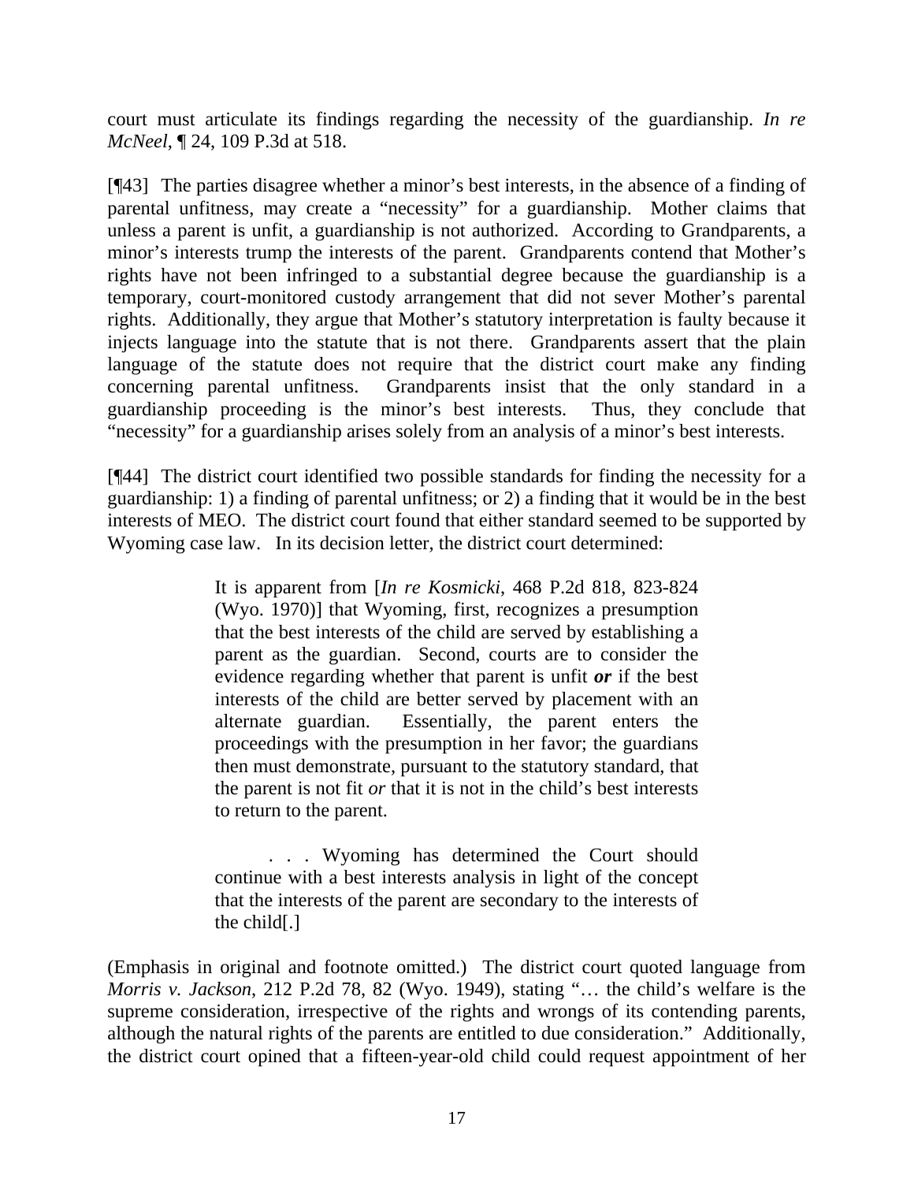court must articulate its findings regarding the necessity of the guardianship. *In re McNeel*, ¶ 24, 109 P.3d at 518.

[¶43] The parties disagree whether a minor's best interests, in the absence of a finding of parental unfitness, may create a "necessity" for a guardianship. Mother claims that unless a parent is unfit, a guardianship is not authorized. According to Grandparents, a minor's interests trump the interests of the parent. Grandparents contend that Mother's rights have not been infringed to a substantial degree because the guardianship is a temporary, court-monitored custody arrangement that did not sever Mother's parental rights. Additionally, they argue that Mother's statutory interpretation is faulty because it injects language into the statute that is not there. Grandparents assert that the plain language of the statute does not require that the district court make any finding concerning parental unfitness. Grandparents insist that the only standard in a guardianship proceeding is the minor's best interests. Thus, they conclude that "necessity" for a guardianship arises solely from an analysis of a minor's best interests.

[¶44] The district court identified two possible standards for finding the necessity for a guardianship: 1) a finding of parental unfitness; or 2) a finding that it would be in the best interests of MEO. The district court found that either standard seemed to be supported by Wyoming case law. In its decision letter, the district court determined:

> It is apparent from [*In re Kosmicki*, 468 P.2d 818, 823-824 (Wyo. 1970)] that Wyoming, first, recognizes a presumption that the best interests of the child are served by establishing a parent as the guardian. Second, courts are to consider the evidence regarding whether that parent is unfit ***or*** if the best interests of the child are better served by placement with an alternate guardian. Essentially, the parent enters the proceedings with the presumption in her favor; the guardians then must demonstrate, pursuant to the statutory standard, that the parent is not fit *or* that it is not in the child's best interests to return to the parent.
>
> . . . Wyoming has determined the Court should continue with a best interests analysis in light of the concept that the interests of the parent are secondary to the interests of the child[.]

(Emphasis in original and footnote omitted.) The district court quoted language from *Morris v. Jackson*, 212 P.2d 78, 82 (Wyo. 1949), stating "… the child's welfare is the supreme consideration, irrespective of the rights and wrongs of its contending parents, although the natural rights of the parents are entitled to due consideration." Additionally, the district court opined that a fifteen-year-old child could request appointment of her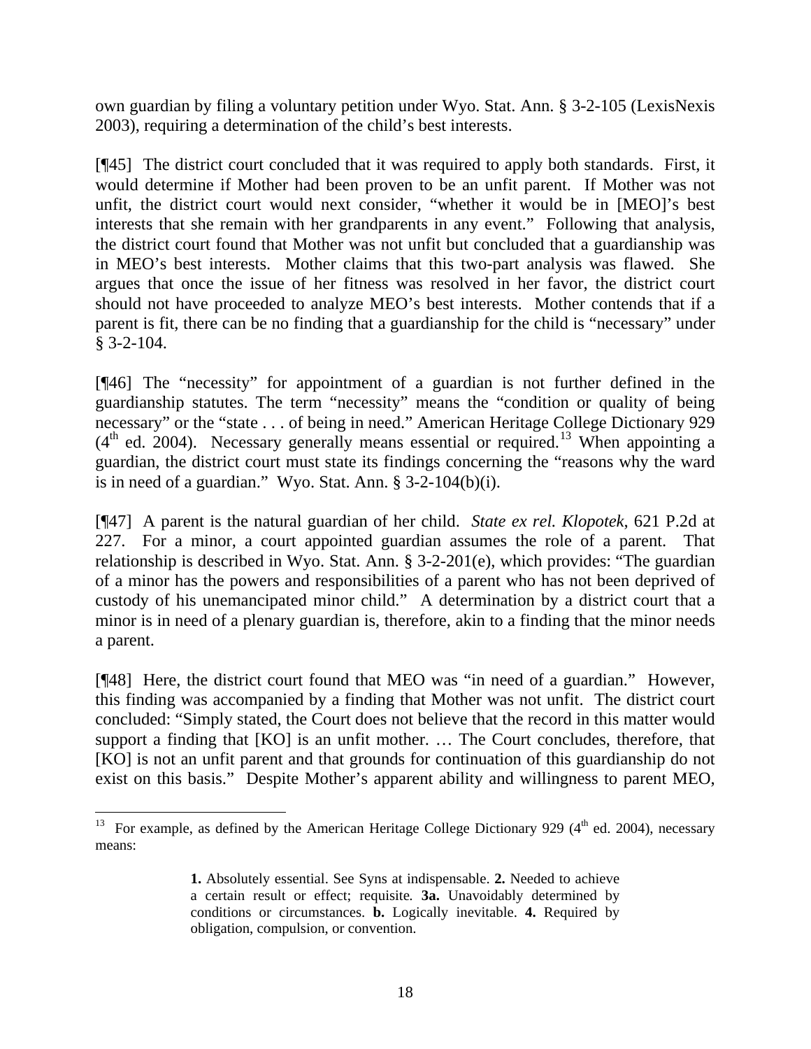own guardian by filing a voluntary petition under Wyo. Stat. Ann. § 3-2-105 (LexisNexis 2003), requiring a determination of the child's best interests.

[¶45] The district court concluded that it was required to apply both standards. First, it would determine if Mother had been proven to be an unfit parent. If Mother was not unfit, the district court would next consider, "whether it would be in [MEO]'s best interests that she remain with her grandparents in any event." Following that analysis, the district court found that Mother was not unfit but concluded that a guardianship was in MEO's best interests. Mother claims that this two-part analysis was flawed. She argues that once the issue of her fitness was resolved in her favor, the district court should not have proceeded to analyze MEO's best interests. Mother contends that if a parent is fit, there can be no finding that a guardianship for the child is "necessary" under § 3-2-104.

[¶46] The "necessity" for appointment of a guardian is not further defined in the guardianship statutes. The term "necessity" means the "condition or quality of being necessary" or the "state . . . of being in need." American Heritage College Dictionary 929 (4th ed. 2004). Necessary generally means essential or required.[13] When appointing a guardian, the district court must state its findings concerning the "reasons why the ward is in need of a guardian." Wyo. Stat. Ann. § 3-2-104(b)(i).

[¶47] A parent is the natural guardian of her child. *State ex rel. Klopotek*, 621 P.2d at 227. For a minor, a court appointed guardian assumes the role of a parent. That relationship is described in Wyo. Stat. Ann. § 3-2-201(e), which provides: "The guardian of a minor has the powers and responsibilities of a parent who has not been deprived of custody of his unemancipated minor child." A determination by a district court that a minor is in need of a plenary guardian is, therefore, akin to a finding that the minor needs a parent.

[¶48] Here, the district court found that MEO was "in need of a guardian." However, this finding was accompanied by a finding that Mother was not unfit. The district court concluded: "Simply stated, the Court does not believe that the record in this matter would support a finding that [KO] is an unfit mother. … The Court concludes, therefore, that [KO] is not an unfit parent and that grounds for continuation of this guardianship do not exist on this basis." Despite Mother's apparent ability and willingness to parent MEO,

---

[13] For example, as defined by the American Heritage College Dictionary 929 (4th ed. 2004), necessary means:

> **1.** Absolutely essential. See Syns at indispensable. **2.** Needed to achieve a certain result or effect; requisite. **3a.** Unavoidably determined by conditions or circumstances. **b.** Logically inevitable. **4.** Required by obligation, compulsion, or convention.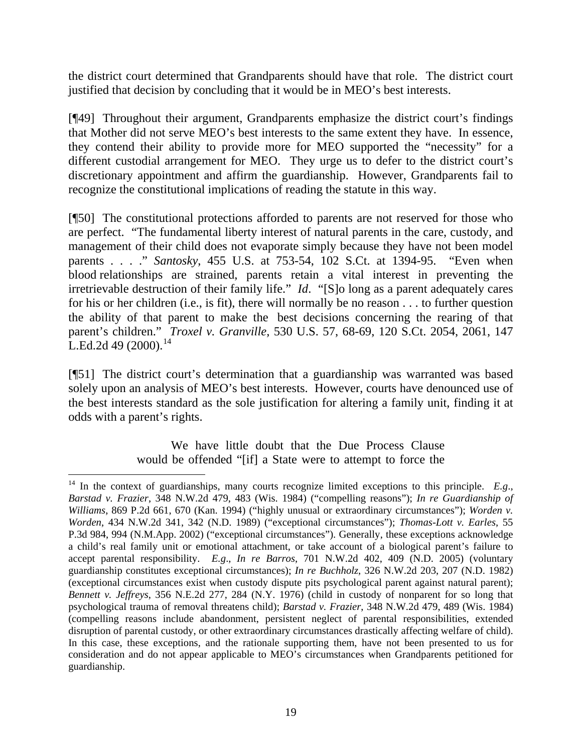the district court determined that Grandparents should have that role. The district court justified that decision by concluding that it would be in MEO's best interests.

[¶49] Throughout their argument, Grandparents emphasize the district court's findings that Mother did not serve MEO's best interests to the same extent they have. In essence, they contend their ability to provide more for MEO supported the "necessity" for a different custodial arrangement for MEO. They urge us to defer to the district court's discretionary appointment and affirm the guardianship. However, Grandparents fail to recognize the constitutional implications of reading the statute in this way.

[¶50] The constitutional protections afforded to parents are not reserved for those who are perfect. "The fundamental liberty interest of natural parents in the care, custody, and management of their child does not evaporate simply because they have not been model parents . . . ." *Santosky*, 455 U.S. at 753-54, 102 S.Ct. at 1394-95. "Even when blood relationships are strained, parents retain a vital interest in preventing the irretrievable destruction of their family life." *Id*. "[S]o long as a parent adequately cares for his or her children (i.e., is fit), there will normally be no reason . . . to further question the ability of that parent to make the best decisions concerning the rearing of that parent's children." *Troxel v. Granville*, 530 U.S. 57, 68-69, 120 S.Ct. 2054, 2061, 147 L.Ed.2d 49 (2000).[14]

[¶51] The district court's determination that a guardianship was warranted was based solely upon an analysis of MEO's best interests. However, courts have denounced use of the best interests standard as the sole justification for altering a family unit, finding it at odds with a parent's rights.

> We have little doubt that the Due Process Clause would be offended "[if] a State were to attempt to force the

---

[14] In the context of guardianships, many courts recognize limited exceptions to this principle. *E.g*., *Barstad v. Frazier*, 348 N.W.2d 479, 483 (Wis. 1984) ("compelling reasons"); *In re Guardianship of Williams*, 869 P.2d 661, 670 (Kan. 1994) ("highly unusual or extraordinary circumstances"); *Worden v. Worden*, 434 N.W.2d 341, 342 (N.D. 1989) ("exceptional circumstances"); *Thomas-Lott v. Earles*, 55 P.3d 984, 994 (N.M.App. 2002) ("exceptional circumstances"). Generally, these exceptions acknowledge a child's real family unit or emotional attachment, or take account of a biological parent's failure to accept parental responsibility. *E.g*., *In re Barros*, 701 N.W.2d 402, 409 (N.D. 2005) (voluntary guardianship constitutes exceptional circumstances); *In re Buchholz*, 326 N.W.2d 203, 207 (N.D. 1982) (exceptional circumstances exist when custody dispute pits psychological parent against natural parent); *Bennett v. Jeffreys*, 356 N.E.2d 277, 284 (N.Y. 1976) (child in custody of nonparent for so long that psychological trauma of removal threatens child); *Barstad v. Frazier*, 348 N.W.2d 479, 489 (Wis. 1984) (compelling reasons include abandonment, persistent neglect of parental responsibilities, extended disruption of parental custody, or other extraordinary circumstances drastically affecting welfare of child). In this case, these exceptions, and the rationale supporting them, have not been presented to us for consideration and do not appear applicable to MEO's circumstances when Grandparents petitioned for guardianship.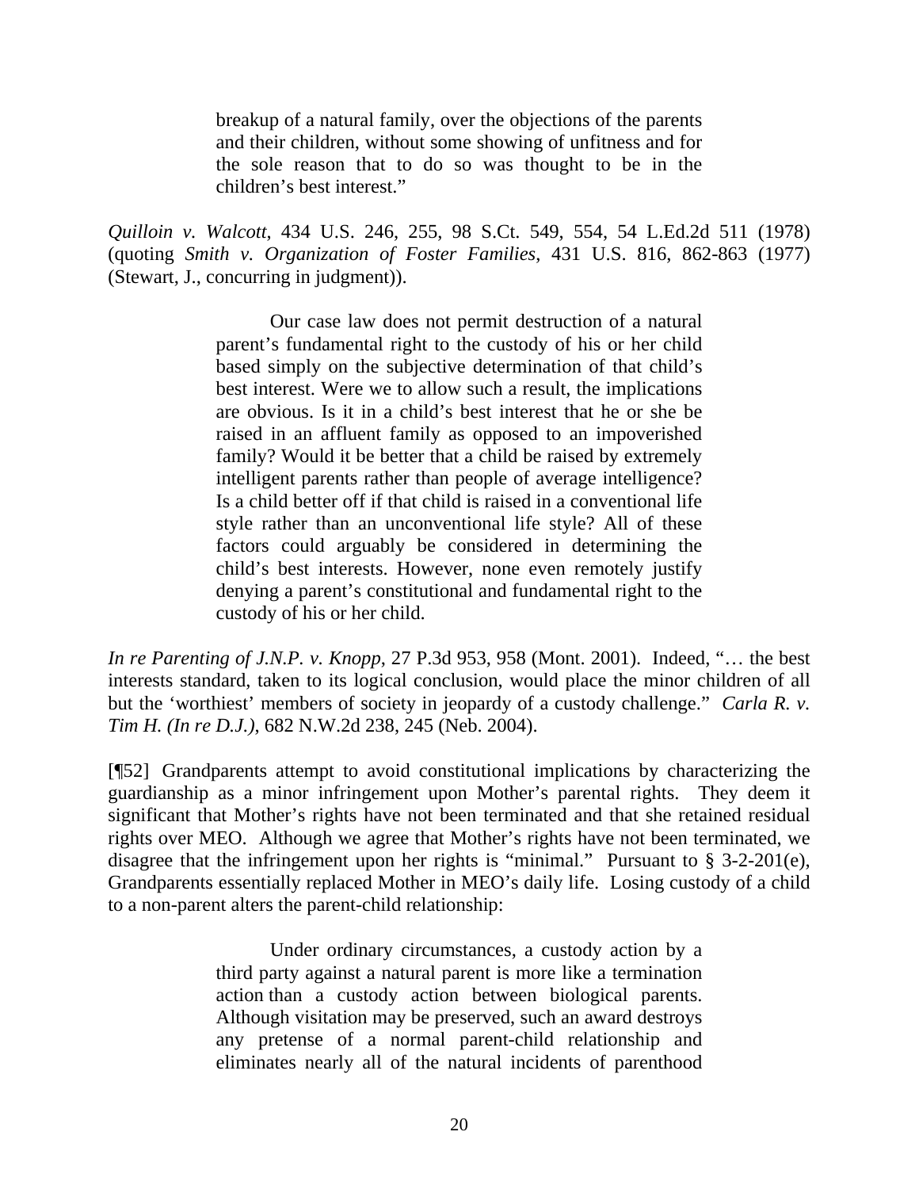> breakup of a natural family, over the objections of the parents and their children, without some showing of unfitness and for the sole reason that to do so was thought to be in the children's best interest."

*Quilloin v. Walcott*, 434 U.S. 246, 255, 98 S.Ct. 549, 554, 54 L.Ed.2d 511 (1978) (quoting *Smith v. Organization of Foster Families*, 431 U.S. 816, 862-863 (1977) (Stewart, J., concurring in judgment)).

> Our case law does not permit destruction of a natural parent's fundamental right to the custody of his or her child based simply on the subjective determination of that child's best interest. Were we to allow such a result, the implications are obvious. Is it in a child's best interest that he or she be raised in an affluent family as opposed to an impoverished family? Would it be better that a child be raised by extremely intelligent parents rather than people of average intelligence? Is a child better off if that child is raised in a conventional life style rather than an unconventional life style? All of these factors could arguably be considered in determining the child's best interests. However, none even remotely justify denying a parent's constitutional and fundamental right to the custody of his or her child.

*In re Parenting of J.N.P. v. Knopp*, 27 P.3d 953, 958 (Mont. 2001). Indeed, "… the best interests standard, taken to its logical conclusion, would place the minor children of all but the 'worthiest' members of society in jeopardy of a custody challenge." *Carla R. v. Tim H. (In re D.J.)*, 682 N.W.2d 238, 245 (Neb. 2004).

[¶52] Grandparents attempt to avoid constitutional implications by characterizing the guardianship as a minor infringement upon Mother's parental rights. They deem it significant that Mother's rights have not been terminated and that she retained residual rights over MEO. Although we agree that Mother's rights have not been terminated, we disagree that the infringement upon her rights is "minimal." Pursuant to § 3-2-201(e), Grandparents essentially replaced Mother in MEO's daily life. Losing custody of a child to a non-parent alters the parent-child relationship:

> Under ordinary circumstances, a custody action by a third party against a natural parent is more like a termination action than a custody action between biological parents. Although visitation may be preserved, such an award destroys any pretense of a normal parent-child relationship and eliminates nearly all of the natural incidents of parenthood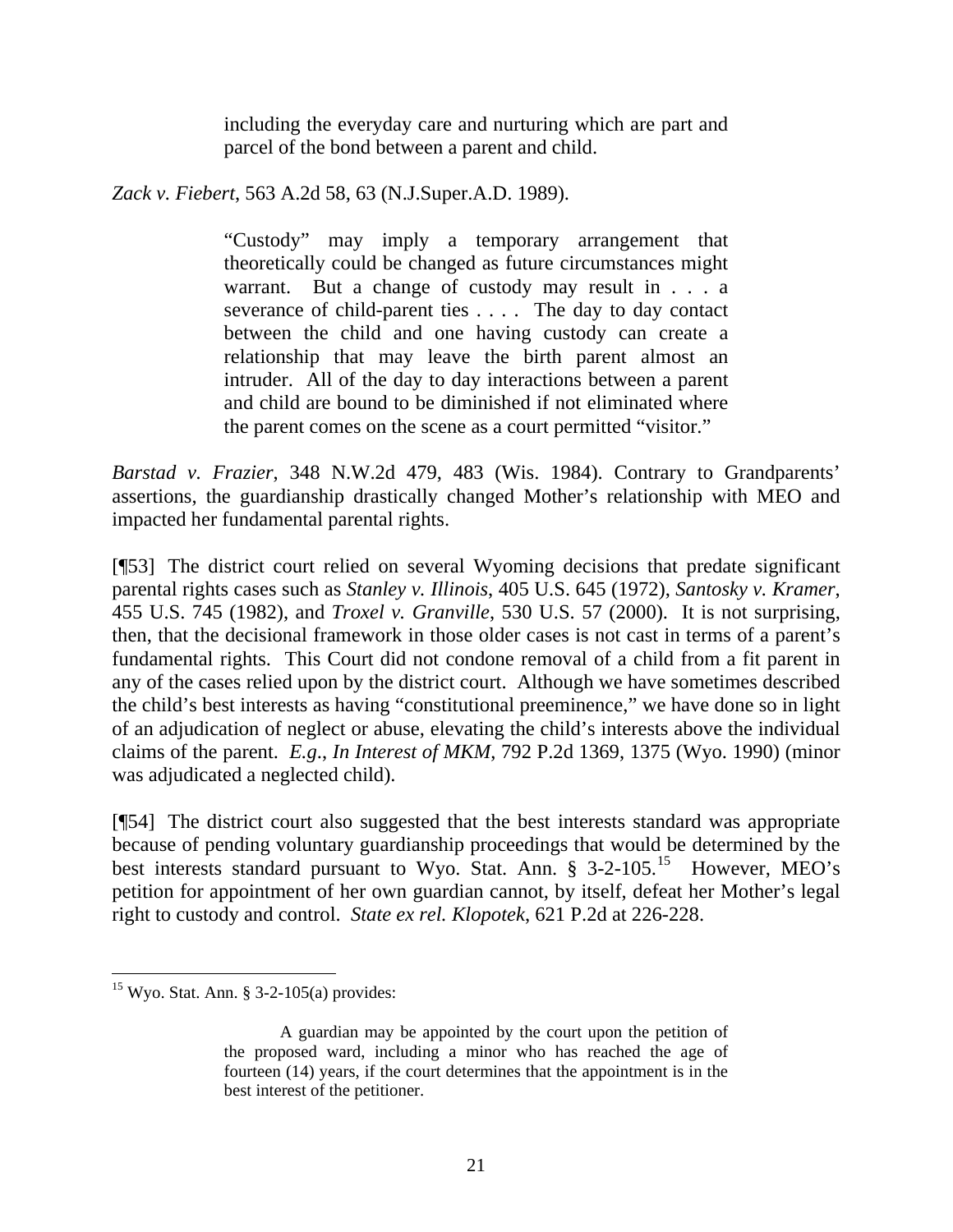> including the everyday care and nurturing which are part and parcel of the bond between a parent and child.

*Zack v. Fiebert*, 563 A.2d 58, 63 (N.J.Super.A.D. 1989).

> "Custody" may imply a temporary arrangement that theoretically could be changed as future circumstances might warrant. But a change of custody may result in . . . a severance of child-parent ties . . . . The day to day contact between the child and one having custody can create a relationship that may leave the birth parent almost an intruder. All of the day to day interactions between a parent and child are bound to be diminished if not eliminated where the parent comes on the scene as a court permitted "visitor."

*Barstad v. Frazier*, 348 N.W.2d 479, 483 (Wis. 1984). Contrary to Grandparents' assertions, the guardianship drastically changed Mother's relationship with MEO and impacted her fundamental parental rights.

[¶53] The district court relied on several Wyoming decisions that predate significant parental rights cases such as *Stanley v. Illinois*, 405 U.S. 645 (1972), *Santosky v. Kramer*, 455 U.S. 745 (1982), and *Troxel v. Granville*, 530 U.S. 57 (2000). It is not surprising, then, that the decisional framework in those older cases is not cast in terms of a parent's fundamental rights. This Court did not condone removal of a child from a fit parent in any of the cases relied upon by the district court. Although we have sometimes described the child's best interests as having "constitutional preeminence," we have done so in light of an adjudication of neglect or abuse, elevating the child's interests above the individual claims of the parent. *E.g*., *In Interest of MKM*, 792 P.2d 1369, 1375 (Wyo. 1990) (minor was adjudicated a neglected child).

[¶54] The district court also suggested that the best interests standard was appropriate because of pending voluntary guardianship proceedings that would be determined by the best interests standard pursuant to Wyo. Stat. Ann. § 3-2-105.[15] However, MEO's petition for appointment of her own guardian cannot, by itself, defeat her Mother's legal right to custody and control. *State ex rel. Klopotek*, 621 P.2d at 226-228.

---

[15] Wyo. Stat. Ann. § 3-2-105(a) provides:

> A guardian may be appointed by the court upon the petition of the proposed ward, including a minor who has reached the age of fourteen (14) years, if the court determines that the appointment is in the best interest of the petitioner.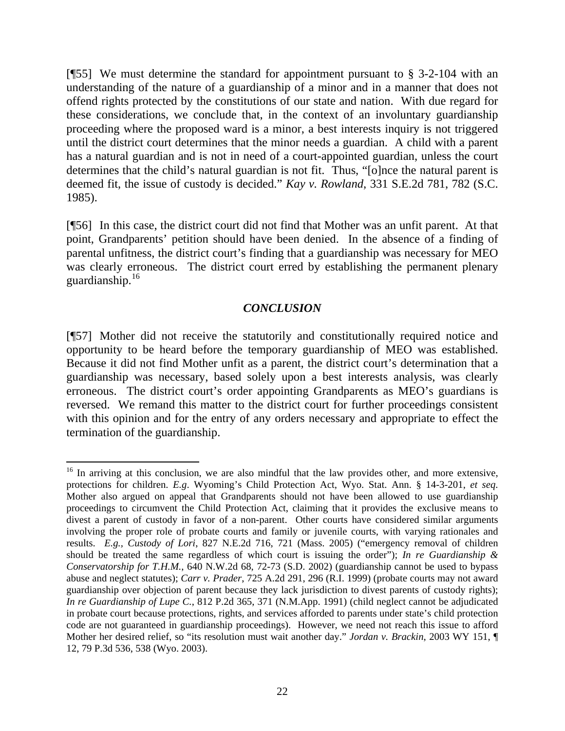[¶55] We must determine the standard for appointment pursuant to § 3-2-104 with an understanding of the nature of a guardianship of a minor and in a manner that does not offend rights protected by the constitutions of our state and nation. With due regard for these considerations, we conclude that, in the context of an involuntary guardianship proceeding where the proposed ward is a minor, a best interests inquiry is not triggered until the district court determines that the minor needs a guardian. A child with a parent has a natural guardian and is not in need of a court-appointed guardian, unless the court determines that the child's natural guardian is not fit. Thus, "[o]nce the natural parent is deemed fit, the issue of custody is decided." *Kay v. Rowland*, 331 S.E.2d 781, 782 (S.C. 1985).

[¶56] In this case, the district court did not find that Mother was an unfit parent. At that point, Grandparents' petition should have been denied. In the absence of a finding of parental unfitness, the district court's finding that a guardianship was necessary for MEO was clearly erroneous. The district court erred by establishing the permanent plenary guardianship.[16]

## *CONCLUSION*

[¶57] Mother did not receive the statutorily and constitutionally required notice and opportunity to be heard before the temporary guardianship of MEO was established. Because it did not find Mother unfit as a parent, the district court's determination that a guardianship was necessary, based solely upon a best interests analysis, was clearly erroneous. The district court's order appointing Grandparents as MEO's guardians is reversed. We remand this matter to the district court for further proceedings consistent with this opinion and for the entry of any orders necessary and appropriate to effect the termination of the guardianship.

---

[16] In arriving at this conclusion, we are also mindful that the law provides other, and more extensive, protections for children. *E.g*. Wyoming's Child Protection Act, Wyo. Stat. Ann. § 14-3-201, *et seq*. Mother also argued on appeal that Grandparents should not have been allowed to use guardianship proceedings to circumvent the Child Protection Act, claiming that it provides the exclusive means to divest a parent of custody in favor of a non-parent. Other courts have considered similar arguments involving the proper role of probate courts and family or juvenile courts, with varying rationales and results. *E.g., Custody of Lori*, 827 N.E.2d 716, 721 (Mass. 2005) ("emergency removal of children should be treated the same regardless of which court is issuing the order"); *In re Guardianship & Conservatorship for T.H.M.*, 640 N.W.2d 68, 72-73 (S.D. 2002) (guardianship cannot be used to bypass abuse and neglect statutes); *Carr v. Prader*, 725 A.2d 291, 296 (R.I. 1999) (probate courts may not award guardianship over objection of parent because they lack jurisdiction to divest parents of custody rights); *In re Guardianship of Lupe C.*, 812 P.2d 365, 371 (N.M.App. 1991) (child neglect cannot be adjudicated in probate court because protections, rights, and services afforded to parents under state's child protection code are not guaranteed in guardianship proceedings). However, we need not reach this issue to afford Mother her desired relief, so "its resolution must wait another day." *Jordan v. Brackin*, 2003 WY 151, ¶ 12, 79 P.3d 536, 538 (Wyo. 2003).